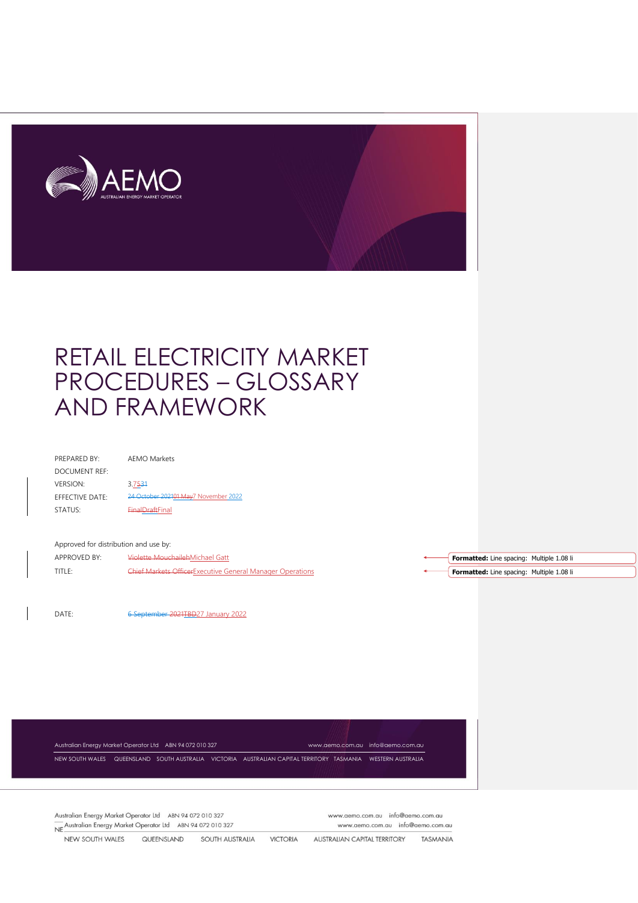# RETAIL ELECTRICITY MARKET PROCEDURES – GLOSSARY AND FRAMEWORK

| | |
|---|---|
| PREPARED BY: | AEMO Markets |
| DOCUMENT REF: | |
| VERSION: | 3.7531 |
| EFFECTIVE DATE: | 24 October 202101 May7 November 2022 |
| STATUS: | FinalDraftFinal |

Approved for distribution and use by:

| | |
|---|---|
| APPROVED BY: | Violette MouchailehMichael Gatt |
| TITLE: | Chief Markets OfficerExecutive General Manager Operations |

**Formatted:** Line spacing: Multiple 1.08 li

**Formatted:** Line spacing: Multiple 1.08 li

| | |
|---|---|
| DATE: | 6 September 2021TBD27 January 2022 |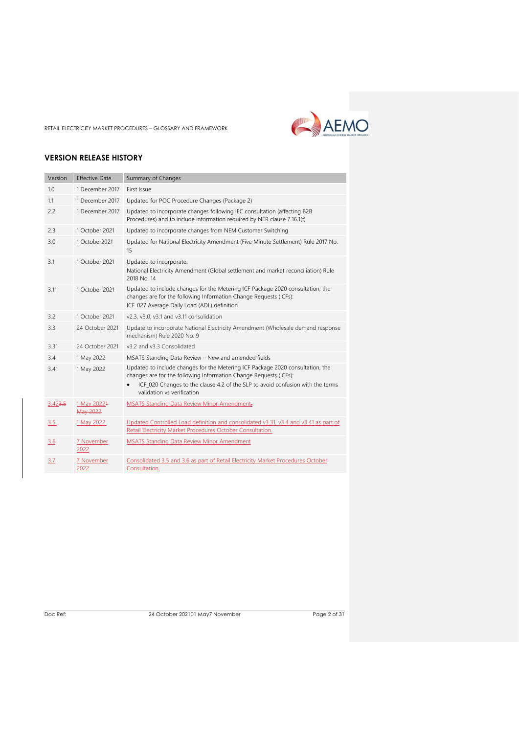## VERSION RELEASE HISTORY

| Version | Effective Date | Summary of Changes |
|---|---|---|
| 1.0 | 1 December 2017 | First Issue |
| 1.1 | 1 December 2017 | Updated for POC Procedure Changes (Package 2) |
| 2.2 | 1 December 2017 | Updated to incorporate changes following IEC consultation (affecting B2B Procedures) and to include information required by NER clause 7.16.1(f) |
| 2.3 | 1 October 2021 | Updated to incorporate changes from NEM Customer Switching |
| 3.0 | 1 October2021 | Updated for National Electricity Amendment (Five Minute Settlement) Rule 2017 No. 15 |
| 3.1 | 1 October 2021 | Updated to incorporate:<br>National Electricity Amendment (Global settlement and market reconciliation) Rule 2018 No. 14 |
| 3.11 | 1 October 2021 | Updated to include changes for the Metering ICF Package 2020 consultation, the changes are for the following Information Change Requests (ICFs):<br>ICF_027 Average Daily Load (ADL) definition |
| 3.2 | 1 October 2021 | v2.3, v3.0, v3.1 and v3.11 consolidation |
| 3.3 | 24 October 2021 | Update to incorporate National Electricity Amendment (Wholesale demand response mechanism) Rule 2020 No. 9 |
| 3.31 | 24 October 2021 | v3.2 and v3.3 Consolidated |
| 3.4 | 1 May 2022 | MSATS Standing Data Review – New and amended fields |
| 3.41 | 1 May 2022 | Updated to include changes for the Metering ICF Package 2020 consultation, the changes are for the following Information Change Requests (ICFs):<br>• ICF_020 Changes to the clause 4.2 of the SLP to avoid confusion with the terms validation vs verification |
| 3.42~~3.5~~ | 1 May 2022~~1 May 2022~~ | MSATS Standing Data Review Minor Amendment~~.~~ |
| 3.5 | 1 May 2022 | Updated Controlled Load definition and consolidated v3.31, v3.4 and v3.41 as part of Retail Electricity Market Procedures October Consultation. |
| 3.6 | 7 November 2022 | MSATS Standing Data Review Minor Amendment |
| 3.7 | 7 November 2022 | Consolidated 3.5 and 3.6 as part of Retail Electricity Market Procedures October Consultation. |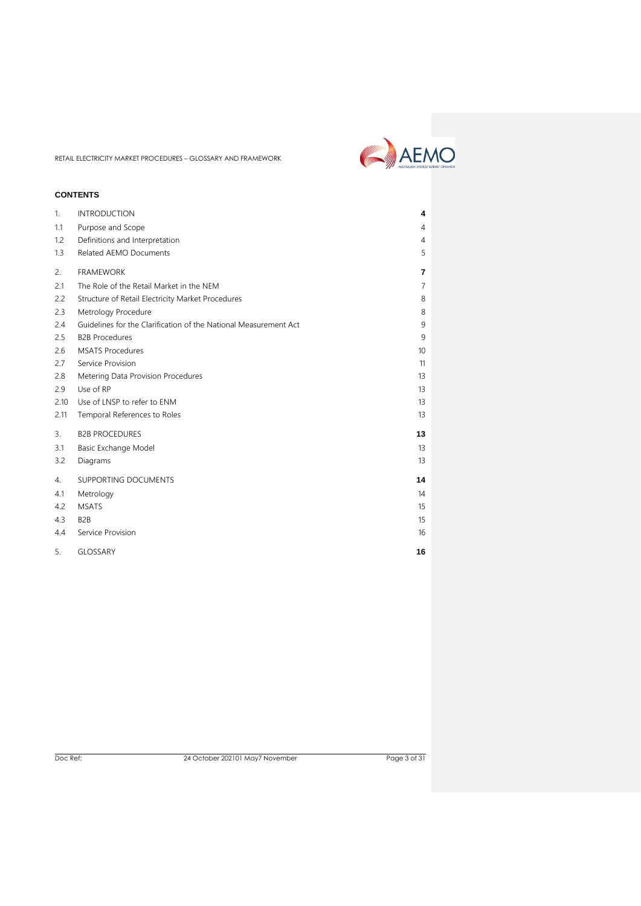**CONTENTS**

| | | |
|---|---|---|
| 1. | INTRODUCTION | **4** |
| 1.1 | Purpose and Scope | 4 |
| 1.2 | Definitions and Interpretation | 4 |
| 1.3 | Related AEMO Documents | 5 |
| 2. | FRAMEWORK | **7** |
| 2.1 | The Role of the Retail Market in the NEM | 7 |
| 2.2 | Structure of Retail Electricity Market Procedures | 8 |
| 2.3 | Metrology Procedure | 8 |
| 2.4 | Guidelines for the Clarification of the National Measurement Act | 9 |
| 2.5 | B2B Procedures | 9 |
| 2.6 | MSATS Procedures | 10 |
| 2.7 | Service Provision | 11 |
| 2.8 | Metering Data Provision Procedures | 13 |
| 2.9 | Use of RP | 13 |
| 2.10 | Use of LNSP to refer to ENM | 13 |
| 2.11 | Temporal References to Roles | 13 |
| 3. | B2B PROCEDURES | **13** |
| 3.1 | Basic Exchange Model | 13 |
| 3.2 | Diagrams | 13 |
| 4. | SUPPORTING DOCUMENTS | **14** |
| 4.1 | Metrology | 14 |
| 4.2 | MSATS | 15 |
| 4.3 | B2B | 15 |
| 4.4 | Service Provision | 16 |
| 5. | GLOSSARY | **16** |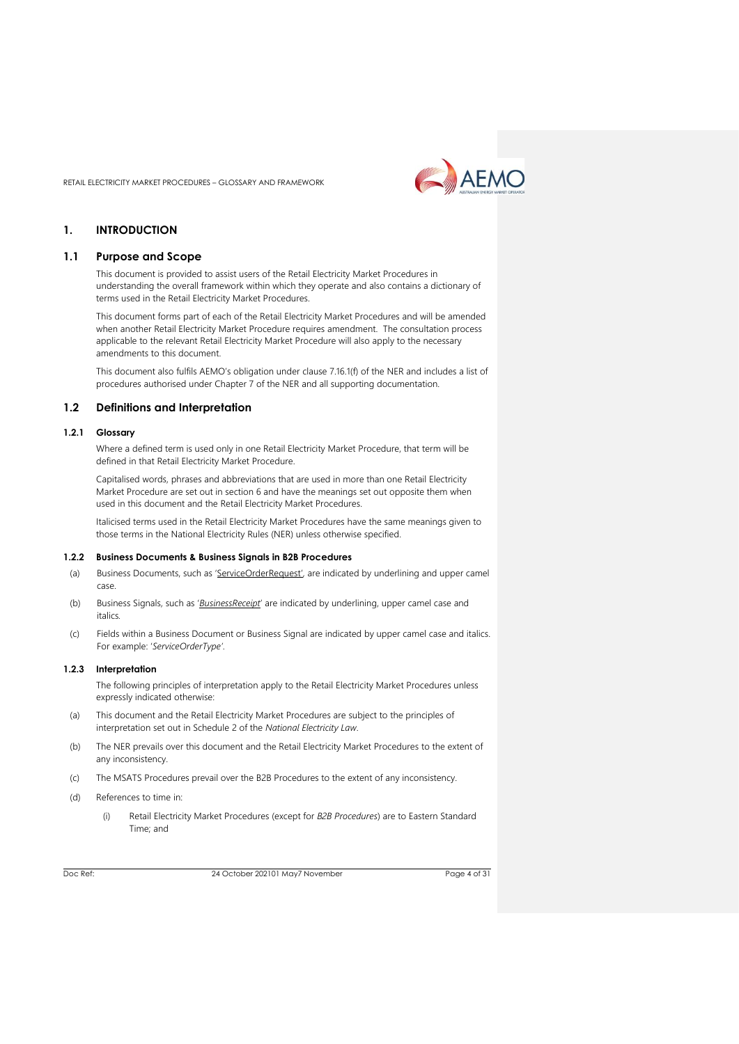# 1. INTRODUCTION

## 1.1 Purpose and Scope

This document is provided to assist users of the Retail Electricity Market Procedures in understanding the overall framework within which they operate and also contains a dictionary of terms used in the Retail Electricity Market Procedures.

This document forms part of each of the Retail Electricity Market Procedures and will be amended when another Retail Electricity Market Procedure requires amendment. The consultation process applicable to the relevant Retail Electricity Market Procedure will also apply to the necessary amendments to this document.

This document also fulfils AEMO's obligation under clause 7.16.1(f) of the NER and includes a list of procedures authorised under Chapter 7 of the NER and all supporting documentation.

## 1.2 Definitions and Interpretation

### 1.2.1 Glossary

Where a defined term is used only in one Retail Electricity Market Procedure, that term will be defined in that Retail Electricity Market Procedure.

Capitalised words, phrases and abbreviations that are used in more than one Retail Electricity Market Procedure are set out in section 6 and have the meanings set out opposite them when used in this document and the Retail Electricity Market Procedures.

Italicised terms used in the Retail Electricity Market Procedures have the same meanings given to those terms in the National Electricity Rules (NER) unless otherwise specified.

### 1.2.2 Business Documents & Business Signals in B2B Procedures

(a) Business Documents, such as '<u>ServiceOrderRequest</u>', are indicated by underlining and upper camel case.

(b) Business Signals, such as '<u>*BusinessReceipt*</u>' are indicated by underlining, upper camel case and italics.

(c) Fields within a Business Document or Business Signal are indicated by upper camel case and italics. For example: '*ServiceOrderType'*.

### 1.2.3 Interpretation

The following principles of interpretation apply to the Retail Electricity Market Procedures unless expressly indicated otherwise:

(a) This document and the Retail Electricity Market Procedures are subject to the principles of interpretation set out in Schedule 2 of the *National Electricity Law*.

(b) The NER prevails over this document and the Retail Electricity Market Procedures to the extent of any inconsistency.

(c) The MSATS Procedures prevail over the B2B Procedures to the extent of any inconsistency.

(d) References to time in:

(i) Retail Electricity Market Procedures (except for *B2B Procedures*) are to Eastern Standard Time; and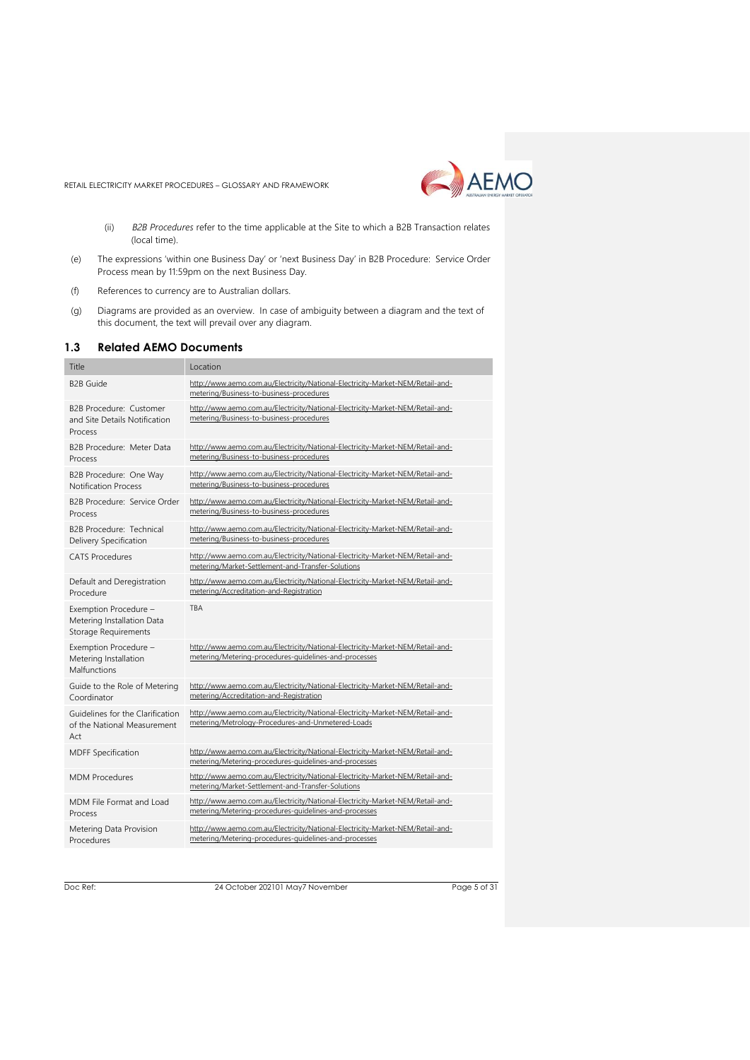(ii) *B2B Procedures* refer to the time applicable at the Site to which a B2B Transaction relates (local time).

(e) The expressions 'within one Business Day' or 'next Business Day' in B2B Procedure: Service Order Process mean by 11:59pm on the next Business Day.

(f) References to currency are to Australian dollars.

(g) Diagrams are provided as an overview. In case of ambiguity between a diagram and the text of this document, the text will prevail over any diagram.

## 1.3 Related AEMO Documents

| Title | Location |
|---|---|
| B2B Guide | http://www.aemo.com.au/Electricity/National-Electricity-Market-NEM/Retail-and-metering/Business-to-business-procedures |
| B2B Procedure: Customer and Site Details Notification Process | http://www.aemo.com.au/Electricity/National-Electricity-Market-NEM/Retail-and-metering/Business-to-business-procedures |
| B2B Procedure: Meter Data Process | http://www.aemo.com.au/Electricity/National-Electricity-Market-NEM/Retail-and-metering/Business-to-business-procedures |
| B2B Procedure: One Way Notification Process | http://www.aemo.com.au/Electricity/National-Electricity-Market-NEM/Retail-and-metering/Business-to-business-procedures |
| B2B Procedure: Service Order Process | http://www.aemo.com.au/Electricity/National-Electricity-Market-NEM/Retail-and-metering/Business-to-business-procedures |
| B2B Procedure: Technical Delivery Specification | http://www.aemo.com.au/Electricity/National-Electricity-Market-NEM/Retail-and-metering/Business-to-business-procedures |
| CATS Procedures | http://www.aemo.com.au/Electricity/National-Electricity-Market-NEM/Retail-and-metering/Market-Settlement-and-Transfer-Solutions |
| Default and Deregistration Procedure | http://www.aemo.com.au/Electricity/National-Electricity-Market-NEM/Retail-and-metering/Accreditation-and-Registration |
| Exemption Procedure – Metering Installation Data Storage Requirements | TBA |
| Exemption Procedure – Metering Installation Malfunctions | http://www.aemo.com.au/Electricity/National-Electricity-Market-NEM/Retail-and-metering/Metering-procedures-guidelines-and-processes |
| Guide to the Role of Metering Coordinator | http://www.aemo.com.au/Electricity/National-Electricity-Market-NEM/Retail-and-metering/Accreditation-and-Registration |
| Guidelines for the Clarification of the National Measurement Act | http://www.aemo.com.au/Electricity/National-Electricity-Market-NEM/Retail-and-metering/Metrology-Procedures-and-Unmetered-Loads |
| MDFF Specification | http://www.aemo.com.au/Electricity/National-Electricity-Market-NEM/Retail-and-metering/Metering-procedures-guidelines-and-processes |
| MDM Procedures | http://www.aemo.com.au/Electricity/National-Electricity-Market-NEM/Retail-and-metering/Market-Settlement-and-Transfer-Solutions |
| MDM File Format and Load Process | http://www.aemo.com.au/Electricity/National-Electricity-Market-NEM/Retail-and-metering/Metering-procedures-guidelines-and-processes |
| Metering Data Provision Procedures | http://www.aemo.com.au/Electricity/National-Electricity-Market-NEM/Retail-and-metering/Metering-procedures-guidelines-and-processes |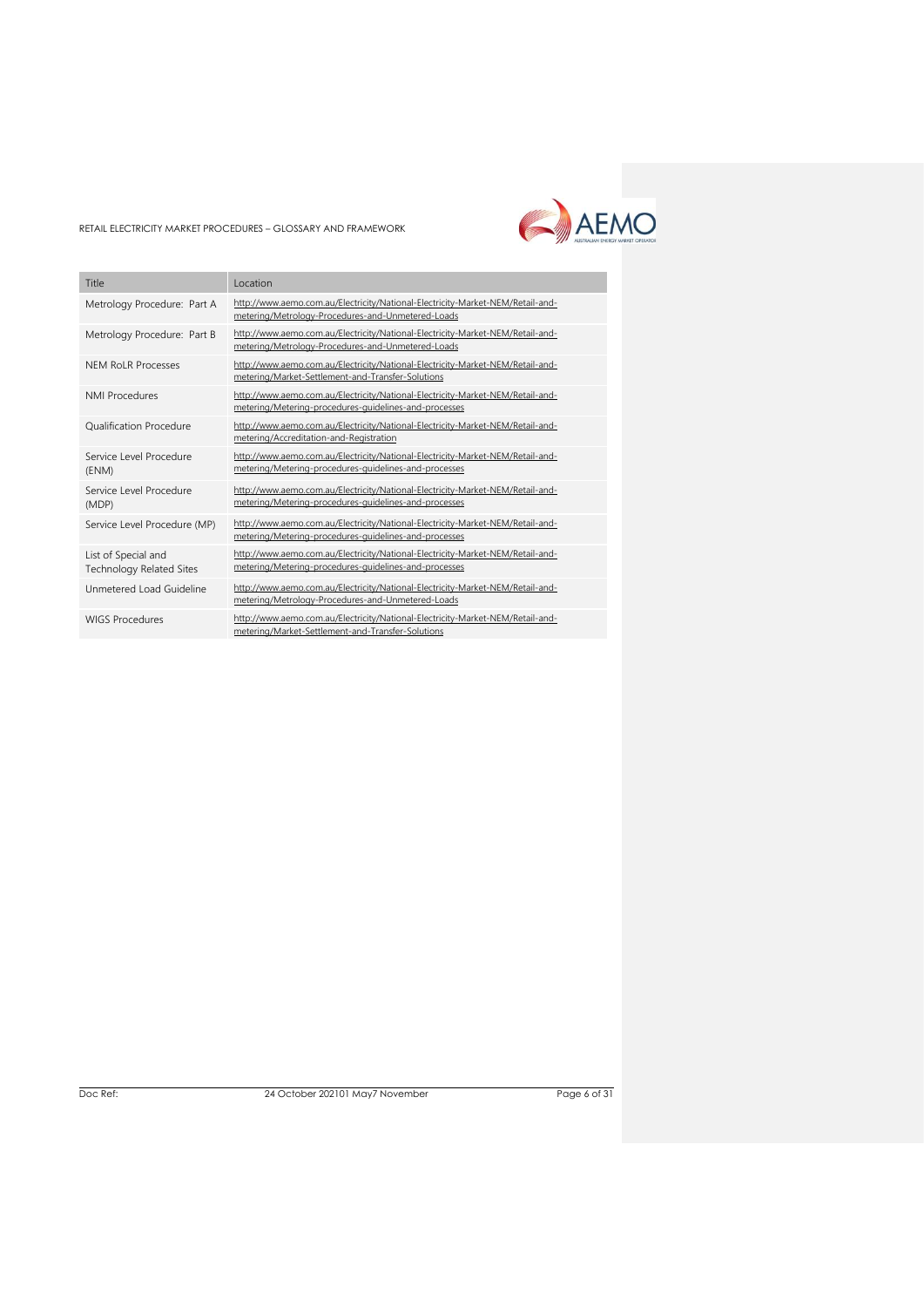| Title | Location |
| --- | --- |
| Metrology Procedure: Part A | http://www.aemo.com.au/Electricity/National-Electricity-Market-NEM/Retail-and-metering/Metrology-Procedures-and-Unmetered-Loads |
| Metrology Procedure: Part B | http://www.aemo.com.au/Electricity/National-Electricity-Market-NEM/Retail-and-metering/Metrology-Procedures-and-Unmetered-Loads |
| NEM RoLR Processes | http://www.aemo.com.au/Electricity/National-Electricity-Market-NEM/Retail-and-metering/Market-Settlement-and-Transfer-Solutions |
| NMI Procedures | http://www.aemo.com.au/Electricity/National-Electricity-Market-NEM/Retail-and-metering/Metering-procedures-guidelines-and-processes |
| Qualification Procedure | http://www.aemo.com.au/Electricity/National-Electricity-Market-NEM/Retail-and-metering/Accreditation-and-Registration |
| Service Level Procedure (ENM) | http://www.aemo.com.au/Electricity/National-Electricity-Market-NEM/Retail-and-metering/Metering-procedures-guidelines-and-processes |
| Service Level Procedure (MDP) | http://www.aemo.com.au/Electricity/National-Electricity-Market-NEM/Retail-and-metering/Metering-procedures-guidelines-and-processes |
| Service Level Procedure (MP) | http://www.aemo.com.au/Electricity/National-Electricity-Market-NEM/Retail-and-metering/Metering-procedures-guidelines-and-processes |
| List of Special and Technology Related Sites | http://www.aemo.com.au/Electricity/National-Electricity-Market-NEM/Retail-and-metering/Metering-procedures-guidelines-and-processes |
| Unmetered Load Guideline | http://www.aemo.com.au/Electricity/National-Electricity-Market-NEM/Retail-and-metering/Metrology-Procedures-and-Unmetered-Loads |
| WIGS Procedures | http://www.aemo.com.au/Electricity/National-Electricity-Market-NEM/Retail-and-metering/Market-Settlement-and-Transfer-Solutions |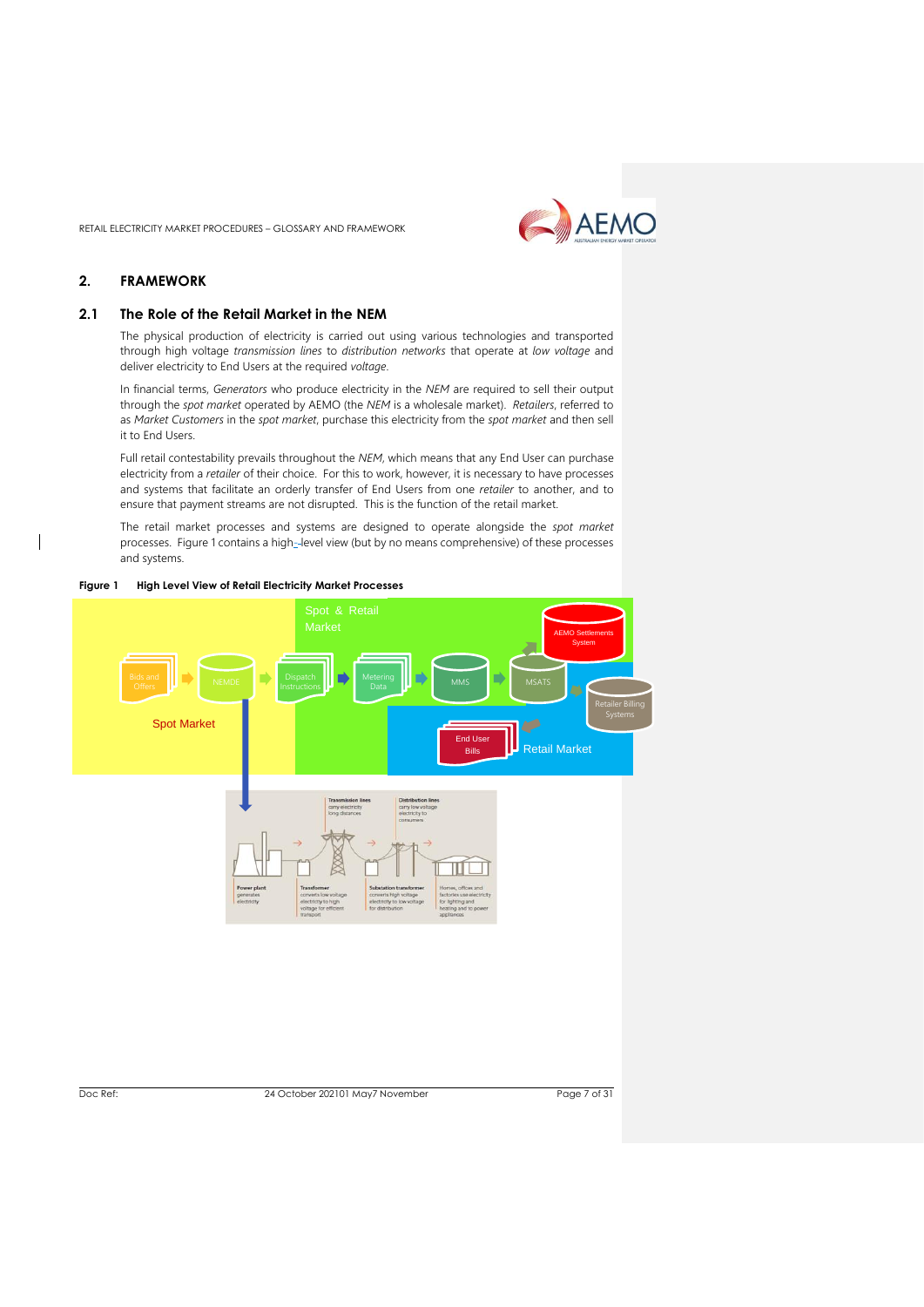## 2. FRAMEWORK

### 2.1 The Role of the Retail Market in the NEM

The physical production of electricity is carried out using various technologies and transported through high voltage *transmission lines* to *distribution networks* that operate at *low voltage* and deliver electricity to End Users at the required *voltage*.

In financial terms, *Generators* who produce electricity in the *NEM* are required to sell their output through the *spot market* operated by AEMO (the *NEM* is a wholesale market). *Retailers*, referred to as *Market Customers* in the *spot market*, purchase this electricity from the *spot market* and then sell it to End Users.

Full retail contestability prevails throughout the *NEM*, which means that any End User can purchase electricity from a *retailer* of their choice. For this to work, however, it is necessary to have processes and systems that facilitate an orderly transfer of End Users from one *retailer* to another, and to ensure that payment streams are not disrupted. This is the function of the retail market.

The retail market processes and systems are designed to operate alongside the *spot market* processes. Figure 1 contains a high-level view (but by no means comprehensive) of these processes and systems.

**Figure 1 High Level View of Retail Electricity Market Processes**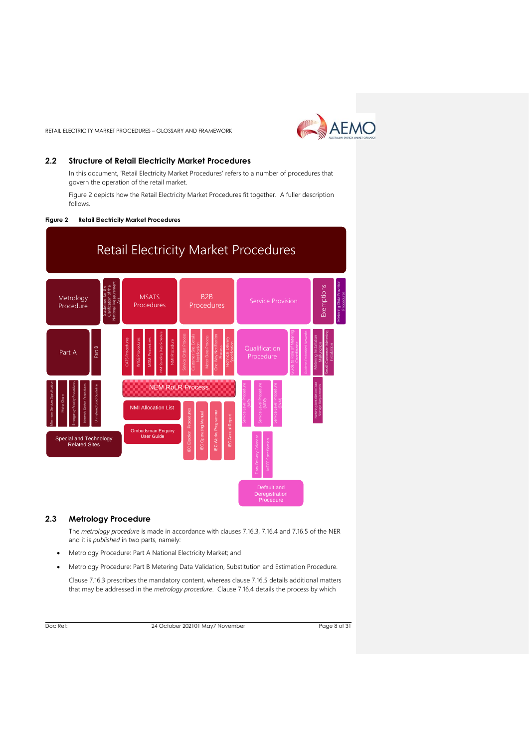## 2.2 Structure of Retail Electricity Market Procedures

In this document, 'Retail Electricity Market Procedures' refers to a number of procedures that govern the operation of the retail market.

Figure 2 depicts how the Retail Electricity Market Procedures fit together. A fuller description follows.

**Figure 2 Retail Electricity Market Procedures**

Retail Electricity Market Procedures

Metrology Procedure | Guidelines for the Clarification of the National Measurement Act | MSATS Procedures | B2B Procedures | Service Provision | Exemptions | Metering Data Provision Procedures

Part A | Part B | CATS Procedures | WIGS Procedures | MDM Procedures | NMI Standing Data Schedule | NMI Procedure | Service Order Process | Customer Site Details Notification | Meter Data Process | One Way Notification Process | Technical Delivery Specification | Qualification Procedure | Guide to Role of Metering Coordinator | Guide to Embedded Networks | Metering Installation Malfunction | Small Customer Metering Installation

Minimum Services Specification | Meter Churn | Emergency Priority Procedures | Network Device Procedures | Unmetered Load Guideline | NEM RoLR Process | Service Level Procedure (MP) | Service Level Procedure (MDP) | Service Level Procedure (ENM) | Metering Installation Data Storage Requirements

Special and Technology Related Sites | NMI Allocation List | Ombudsman Enquiry User Guide | IEC Election Procedures | IEC Operating Manual | IEC Works Programme | IEC Annual Report | Data Delivery Calendar | MDFF Specification

Default and Deregistration Procedure

## 2.3 Metrology Procedure

The *metrology procedure* is made in accordance with clauses 7.16.3, 7.16.4 and 7.16.5 of the NER and it is *published* in two parts, namely:

- Metrology Procedure: Part A National Electricity Market; and
- Metrology Procedure: Part B Metering Data Validation, Substitution and Estimation Procedure.

Clause 7.16.3 prescribes the mandatory content, whereas clause 7.16.5 details additional matters that may be addressed in the *metrology procedure*. Clause 7.16.4 details the process by which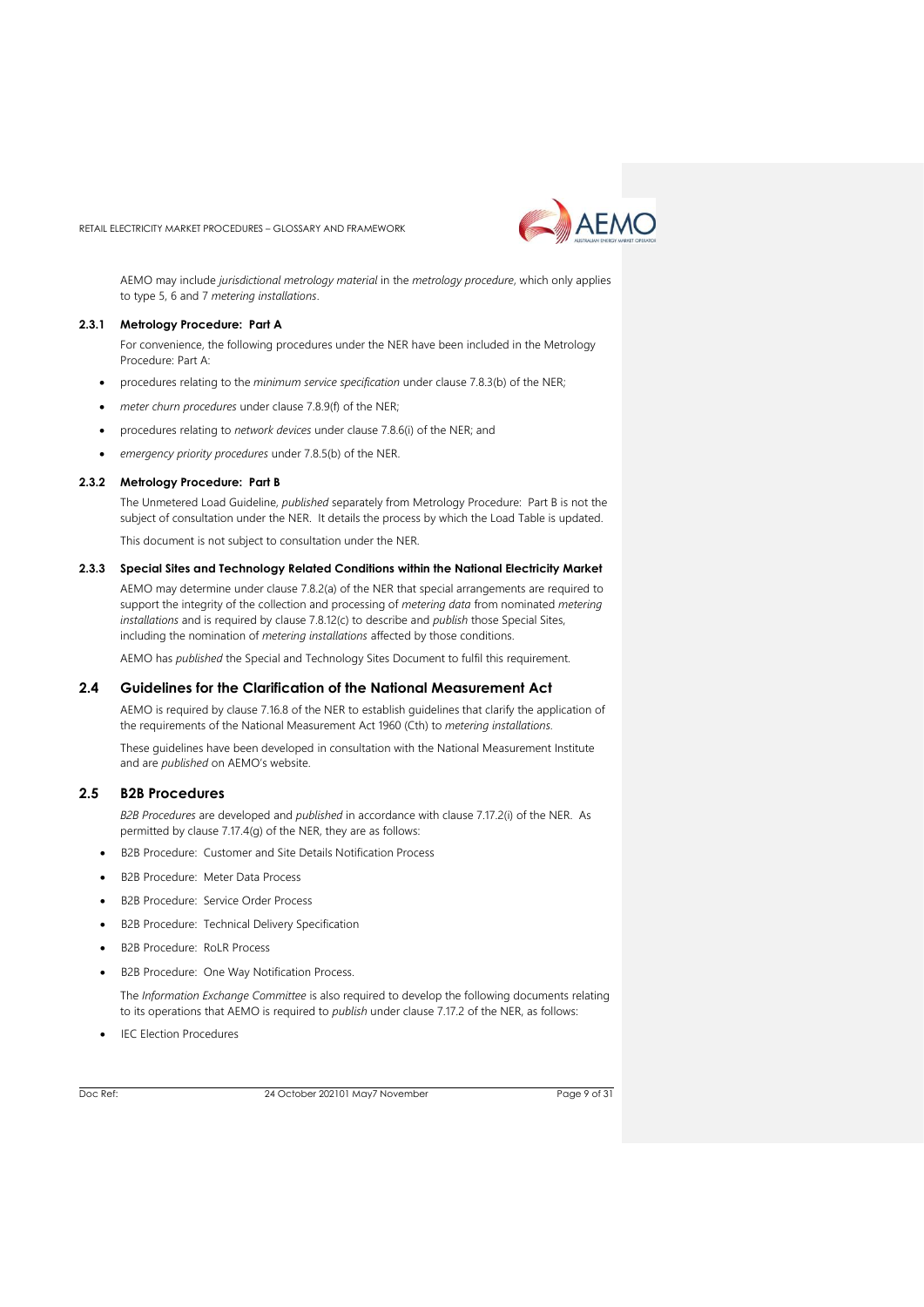AEMO may include *jurisdictional metrology material* in the *metrology procedure*, which only applies to type 5, 6 and 7 *metering installations*.

### 2.3.1 Metrology Procedure: Part A

For convenience, the following procedures under the NER have been included in the Metrology Procedure: Part A:

- procedures relating to the *minimum service specification* under clause 7.8.3(b) of the NER;
- *meter churn procedures* under clause 7.8.9(f) of the NER;
- procedures relating to *network devices* under clause 7.8.6(i) of the NER; and
- *emergency priority procedures* under 7.8.5(b) of the NER.

### 2.3.2 Metrology Procedure: Part B

The Unmetered Load Guideline, *published* separately from Metrology Procedure: Part B is not the subject of consultation under the NER. It details the process by which the Load Table is updated.

This document is not subject to consultation under the NER.

### 2.3.3 Special Sites and Technology Related Conditions within the National Electricity Market

AEMO may determine under clause 7.8.2(a) of the NER that special arrangements are required to support the integrity of the collection and processing of *metering data* from nominated *metering installations* and is required by clause 7.8.12(c) to describe and *publish* those Special Sites, including the nomination of *metering installations* affected by those conditions.

AEMO has *published* the Special and Technology Sites Document to fulfil this requirement.

## 2.4 Guidelines for the Clarification of the National Measurement Act

AEMO is required by clause 7.16.8 of the NER to establish guidelines that clarify the application of the requirements of the National Measurement Act 1960 (Cth) to *metering installations*.

These guidelines have been developed in consultation with the National Measurement Institute and are *published* on AEMO's website.

## 2.5 B2B Procedures

*B2B Procedures* are developed and *published* in accordance with clause 7.17.2(i) of the NER. As permitted by clause 7.17.4(g) of the NER, they are as follows:

- B2B Procedure: Customer and Site Details Notification Process
- B2B Procedure: Meter Data Process
- B2B Procedure: Service Order Process
- B2B Procedure: Technical Delivery Specification
- B2B Procedure: RoLR Process
- B2B Procedure: One Way Notification Process.

The *Information Exchange Committee* is also required to develop the following documents relating to its operations that AEMO is required to *publish* under clause 7.17.2 of the NER, as follows:

- IEC Election Procedures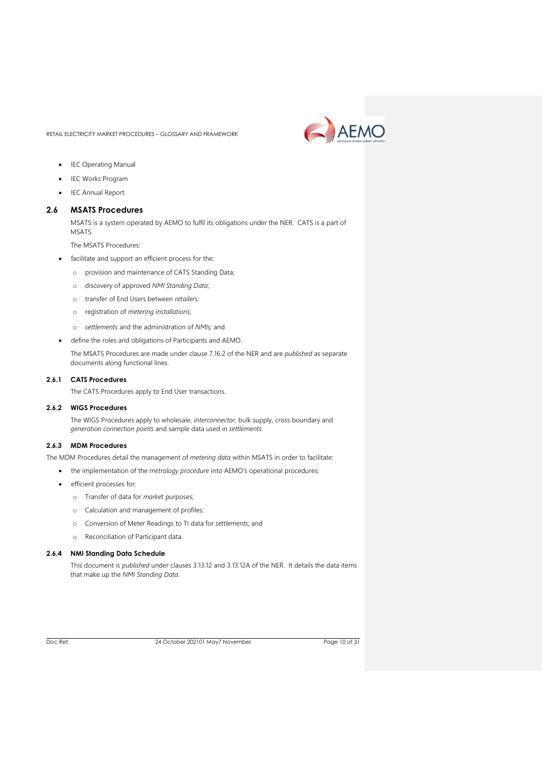- IEC Operating Manual
- IEC Works Program
- IEC Annual Report

## 2.6 MSATS Procedures

MSATS is a system operated by AEMO to fulfil its obligations under the NER. CATS is a part of MSATS.

The MSATS Procedures:

- facilitate and support an efficient process for the:
  - provision and maintenance of CATS Standing Data;
  - discovery of approved *NMI Standing Data*;
  - transfer of End Users between *retailers;*
  - registration of *metering installations*;
  - *settlements* and the administration of *NMIs;* and
- define the roles and obligations of Participants and AEMO.

The MSATS Procedures are made under clause 7.16.2 of the NER and are *published* as separate documents along functional lines.

### 2.6.1 CATS Procedures

The CATS Procedures apply to End User transactions.

### 2.6.2 WIGS Procedures

The WIGS Procedures apply to wholesale, *interconnector,* bulk supply, cross boundary and *generation connection points* and sample data used in *settlements*.

### 2.6.3 MDM Procedures

The MDM Procedures detail the management of *metering data* within MSATS in order to facilitate:

- the implementation of the *metrology procedure* into AEMO's operational procedures;
- efficient processes for:
  - Transfer of data for *market* purposes;
  - Calculation and management of profiles;
  - Conversion of Meter Readings to TI data for *settlements*; and
  - Reconciliation of Participant data.

### 2.6.4 NMI Standing Data Schedule

This document is *published* under clauses 3.13.12 and 3.13.12A of the NER. It details the data items that make up the *NMI Standing Data*.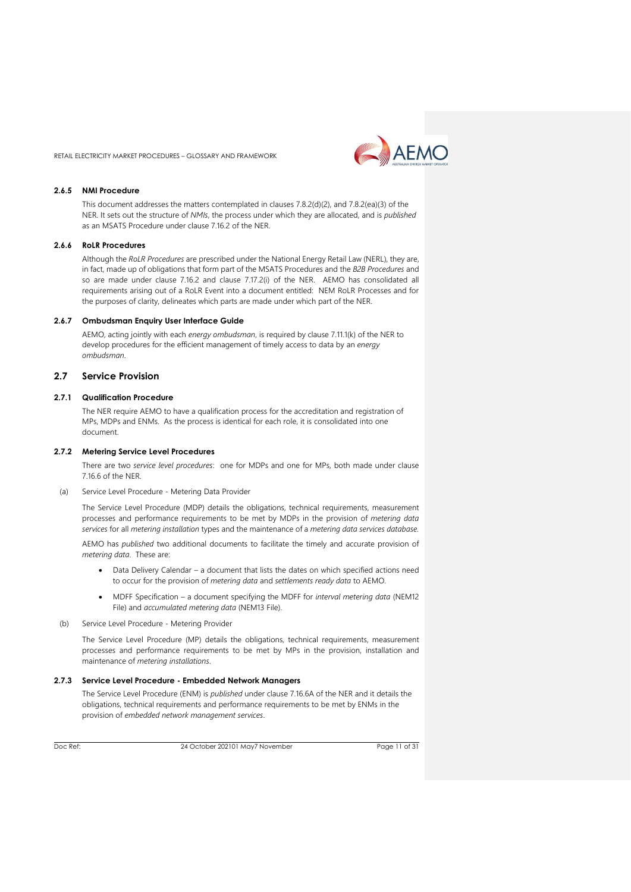### 2.6.5 NMI Procedure

This document addresses the matters contemplated in clauses 7.8.2(d)(2), and 7.8.2(ea)(3) of the NER. It sets out the structure of *NMIs*, the process under which they are allocated, and is *published* as an MSATS Procedure under clause 7.16.2 of the NER.

### 2.6.6 RoLR Procedures

Although the *RoLR Procedures* are prescribed under the National Energy Retail Law (NERL), they are, in fact, made up of obligations that form part of the MSATS Procedures and the *B2B Procedures* and so are made under clause 7.16.2 and clause 7.17.2(i) of the NER. AEMO has consolidated all requirements arising out of a RoLR Event into a document entitled: NEM RoLR Processes and for the purposes of clarity, delineates which parts are made under which part of the NER.

### 2.6.7 Ombudsman Enquiry User Interface Guide

AEMO, acting jointly with each *energy ombudsman*, is required by clause 7.11.1(k) of the NER to develop procedures for the efficient management of timely access to data by an *energy ombudsman*.

## 2.7 Service Provision

### 2.7.1 Qualification Procedure

The NER require AEMO to have a qualification process for the accreditation and registration of MPs, MDPs and ENMs. As the process is identical for each role, it is consolidated into one document.

### 2.7.2 Metering Service Level Procedures

There are two *service level procedures*: one for MDPs and one for MPs, both made under clause 7.16.6 of the NER.

(a) Service Level Procedure - Metering Data Provider

The Service Level Procedure (MDP) details the obligations, technical requirements, measurement processes and performance requirements to be met by MDPs in the provision of *metering data services* for all *metering installation* types and the maintenance of a *metering data services database*.

AEMO has *published* two additional documents to facilitate the timely and accurate provision of *metering data*. These are:

- Data Delivery Calendar – a document that lists the dates on which specified actions need to occur for the provision of *metering data* and *settlements ready data* to AEMO.
- MDFF Specification – a document specifying the MDFF for *interval metering data* (NEM12 File) and *accumulated metering data* (NEM13 File).

(b) Service Level Procedure - Metering Provider

The Service Level Procedure (MP) details the obligations, technical requirements, measurement processes and performance requirements to be met by MPs in the provision, installation and maintenance of *metering installations*.

### 2.7.3 Service Level Procedure - Embedded Network Managers

The Service Level Procedure (ENM) is *published* under clause 7.16.6A of the NER and it details the obligations, technical requirements and performance requirements to be met by ENMs in the provision of *embedded network management services*.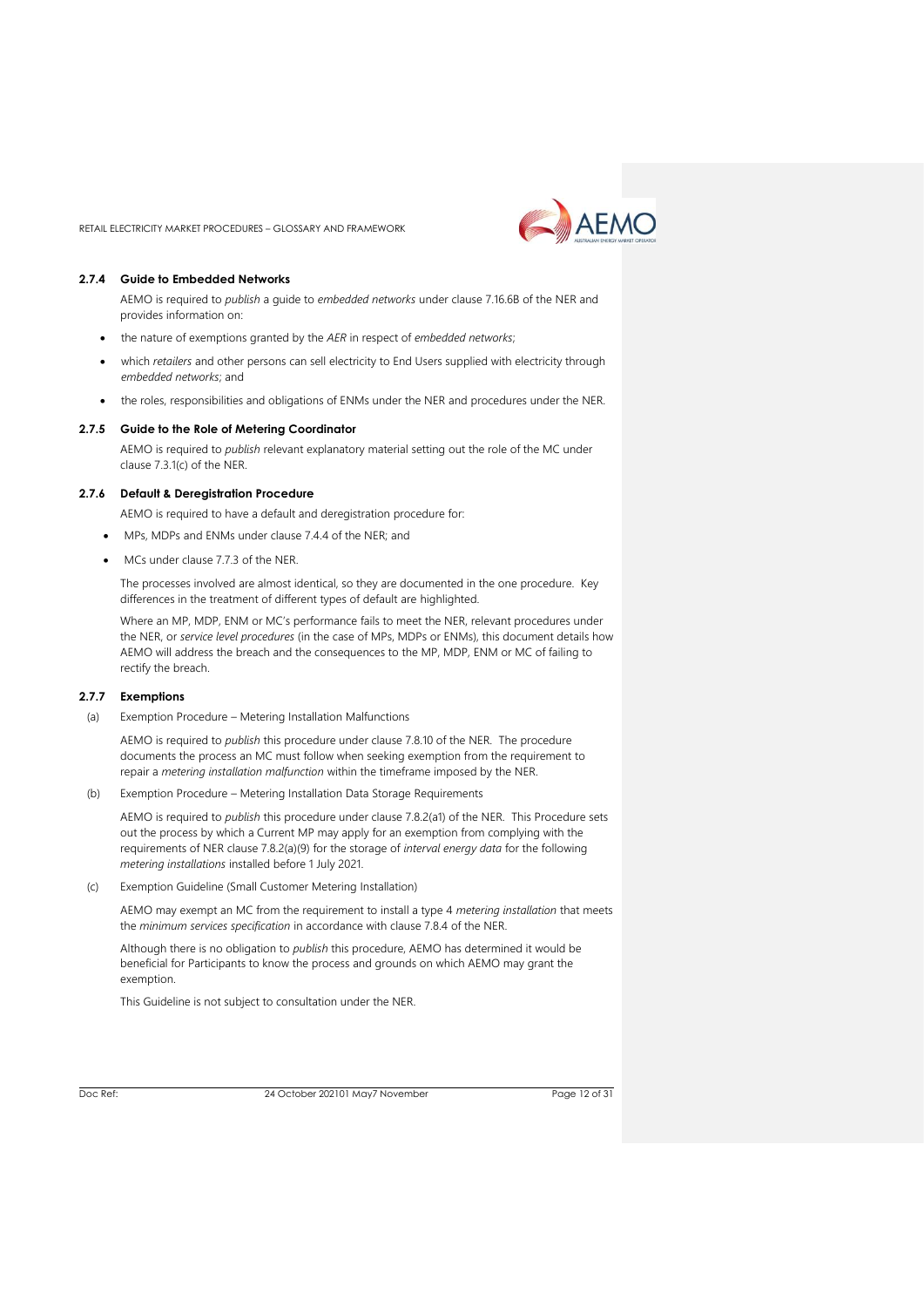### 2.7.4 Guide to Embedded Networks

AEMO is required to *publish* a guide to *embedded networks* under clause 7.16.6B of the NER and provides information on:

- the nature of exemptions granted by the *AER* in respect of *embedded networks*;
- which *retailers* and other persons can sell electricity to End Users supplied with electricity through *embedded networks*; and
- the roles, responsibilities and obligations of ENMs under the NER and procedures under the NER.

### 2.7.5 Guide to the Role of Metering Coordinator

AEMO is required to *publish* relevant explanatory material setting out the role of the MC under clause 7.3.1(c) of the NER.

### 2.7.6 Default & Deregistration Procedure

AEMO is required to have a default and deregistration procedure for:

- MPs, MDPs and ENMs under clause 7.4.4 of the NER; and
- MCs under clause 7.7.3 of the NER.

The processes involved are almost identical, so they are documented in the one procedure. Key differences in the treatment of different types of default are highlighted.

Where an MP, MDP, ENM or MC's performance fails to meet the NER, relevant procedures under the NER, or *service level procedures* (in the case of MPs, MDPs or ENMs), this document details how AEMO will address the breach and the consequences to the MP, MDP, ENM or MC of failing to rectify the breach.

### 2.7.7 Exemptions

(a) Exemption Procedure – Metering Installation Malfunctions

AEMO is required to *publish* this procedure under clause 7.8.10 of the NER. The procedure documents the process an MC must follow when seeking exemption from the requirement to repair a *metering installation malfunction* within the timeframe imposed by the NER.

(b) Exemption Procedure – Metering Installation Data Storage Requirements

AEMO is required to *publish* this procedure under clause 7.8.2(a1) of the NER. This Procedure sets out the process by which a Current MP may apply for an exemption from complying with the requirements of NER clause 7.8.2(a)(9) for the storage of *interval energy data* for the following *metering installations* installed before 1 July 2021.

(c) Exemption Guideline (Small Customer Metering Installation)

AEMO may exempt an MC from the requirement to install a type 4 *metering installation* that meets the *minimum services specification* in accordance with clause 7.8.4 of the NER.

Although there is no obligation to *publish* this procedure, AEMO has determined it would be beneficial for Participants to know the process and grounds on which AEMO may grant the exemption.

This Guideline is not subject to consultation under the NER.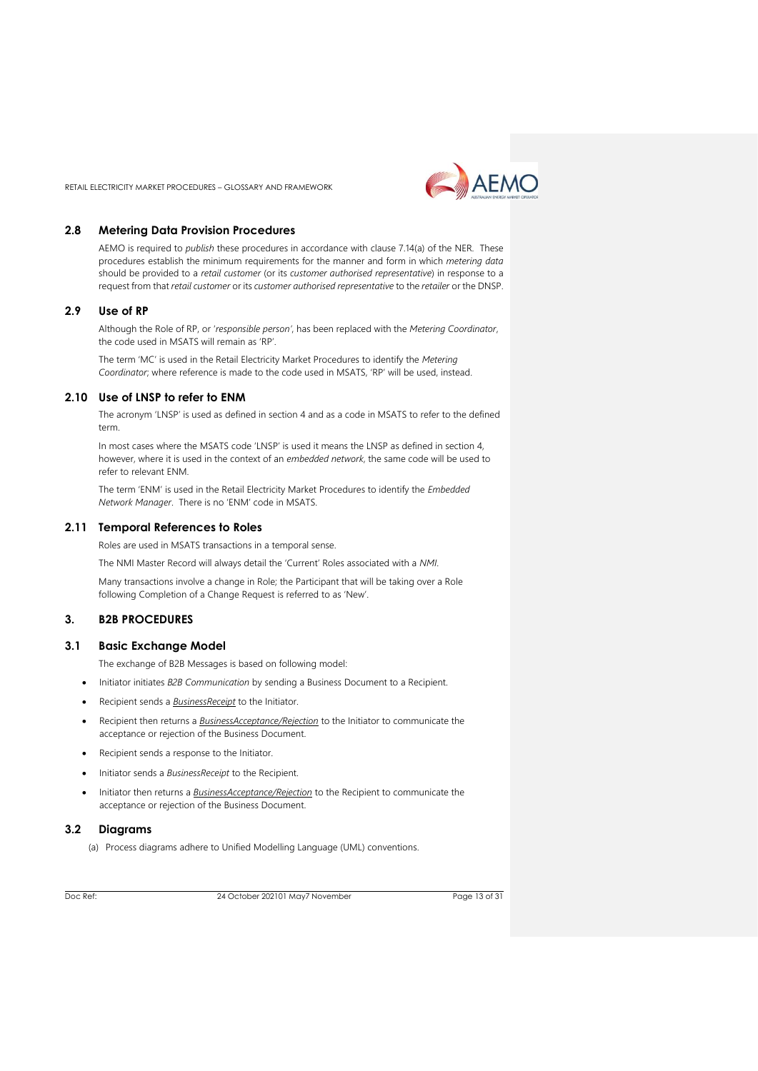## 2.8 Metering Data Provision Procedures

AEMO is required to *publish* these procedures in accordance with clause 7.14(a) of the NER. These procedures establish the minimum requirements for the manner and form in which *metering data* should be provided to a *retail customer* (or its *customer authorised representative*) in response to a request from that *retail customer* or its *customer authorised representative* to the *retailer* or the DNSP.

## 2.9 Use of RP

Although the Role of RP, or '*responsible person*', has been replaced with the *Metering Coordinator*, the code used in MSATS will remain as 'RP'.

The term 'MC' is used in the Retail Electricity Market Procedures to identify the *Metering Coordinator*; where reference is made to the code used in MSATS, 'RP' will be used, instead.

## 2.10 Use of LNSP to refer to ENM

The acronym 'LNSP' is used as defined in section 4 and as a code in MSATS to refer to the defined term.

In most cases where the MSATS code 'LNSP' is used it means the LNSP as defined in section 4, however, where it is used in the context of an *embedded network*, the same code will be used to refer to relevant ENM.

The term 'ENM' is used in the Retail Electricity Market Procedures to identify the *Embedded Network Manager*. There is no 'ENM' code in MSATS.

## 2.11 Temporal References to Roles

Roles are used in MSATS transactions in a temporal sense.

The NMI Master Record will always detail the 'Current' Roles associated with a *NMI*.

Many transactions involve a change in Role; the Participant that will be taking over a Role following Completion of a Change Request is referred to as 'New'.

# 3. B2B PROCEDURES

## 3.1 Basic Exchange Model

The exchange of B2B Messages is based on following model:

- Initiator initiates *B2B Communication* by sending a Business Document to a Recipient.
- Recipient sends a *BusinessReceipt* to the Initiator.
- Recipient then returns a *BusinessAcceptance/Rejection* to the Initiator to communicate the acceptance or rejection of the Business Document.
- Recipient sends a response to the Initiator.
- Initiator sends a *BusinessReceipt* to the Recipient.
- Initiator then returns a *BusinessAcceptance/Rejection* to the Recipient to communicate the acceptance or rejection of the Business Document.

## 3.2 Diagrams

(a) Process diagrams adhere to Unified Modelling Language (UML) conventions.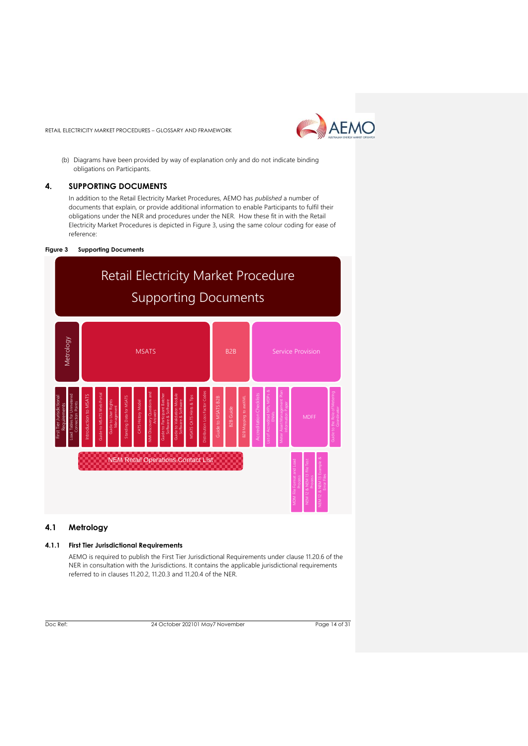(b) Diagrams have been provided by way of explanation only and do not indicate binding obligations on Participants.

## 4. SUPPORTING DOCUMENTS

In addition to the Retail Electricity Market Procedures, AEMO has *published* a number of documents that explain, or provide additional information to enable Participants to fulfil their obligations under the NER and procedures under the NER. How these fit in with the Retail Electricity Market Procedures is depicted in Figure 3, using the same colour coding for ease of reference:

**Figure 3 Supporting Documents**

Retail Electricity Market Procedure Supporting Documents

- Metrology
  - First Tier Jurisdictional Requirements
  - Load Tables for Unmetered Connection Points
- MSATS
  - Introduction to MSATS
  - Guide to MSATS Web Portal
  - Guide to User Rights Management
  - Standing Data for MSATS
  - CATS History Model
  - NMI Discovery Questions and Answers
  - Guide to Participant Batcher Software & Software
  - Guide to Validation Module Software & Software
  - MSATS CATS Hints & Tips
  - Distribution Loss Factor Codes
- B2B
  - Guide to MSATS B2B
  - B2B Guide
  - B2B Mapping to aseXML
- Service Provision
  - Accreditation Checklists
  - List of Accredited MPs, MDPs & ENMs
  - Meter Asset Management Plan Information Paper
  - MDFF
    - MDM File Format and Load Process
    - NEM 12 & NEM 13 File Test Process
    - NEM 12 & NEM 13 Example & Error Files
  - Guide to the Role of Metering Coordinator

NEM Retail Operations Contact List

## 4.1 Metrology

### 4.1.1 First Tier Jurisdictional Requirements

AEMO is required to publish the First Tier Jurisdictional Requirements under clause 11.20.6 of the NER in consultation with the Jurisdictions. It contains the applicable jurisdictional requirements referred to in clauses 11.20.2, 11.20.3 and 11.20.4 of the NER.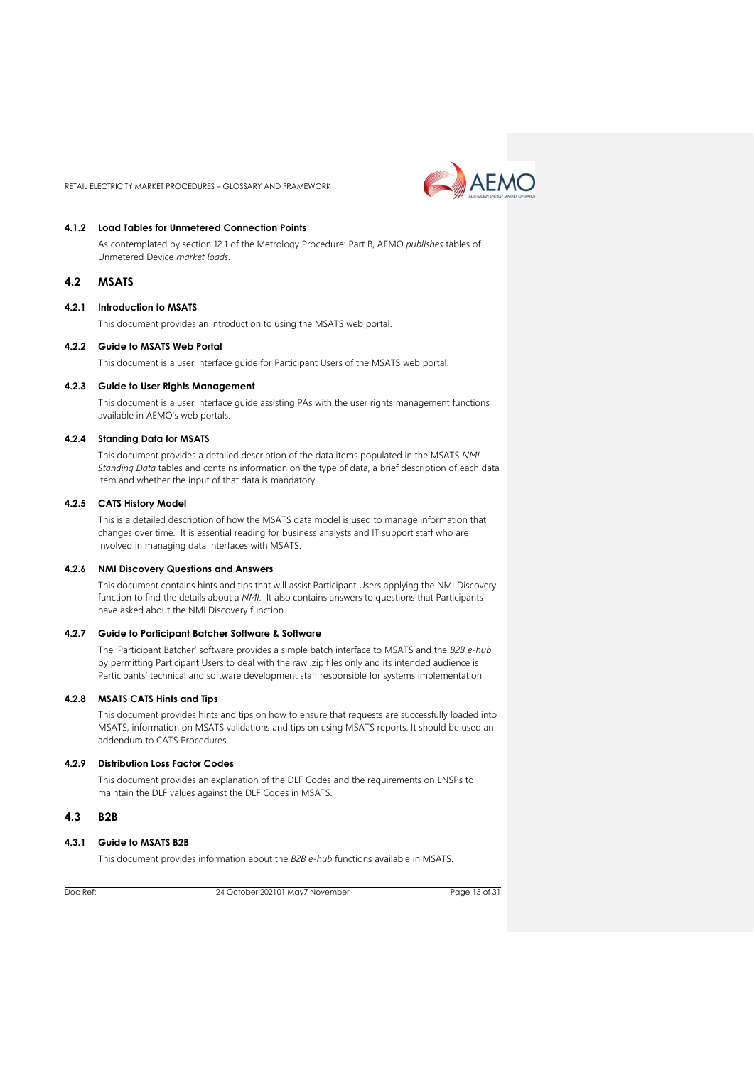#### 4.1.2 Load Tables for Unmetered Connection Points

As contemplated by section 12.1 of the Metrology Procedure: Part B, AEMO *publishes* tables of Unmetered Device *market loads*.

### 4.2 MSATS

#### 4.2.1 Introduction to MSATS

This document provides an introduction to using the MSATS web portal.

#### 4.2.2 Guide to MSATS Web Portal

This document is a user interface guide for Participant Users of the MSATS web portal.

#### 4.2.3 Guide to User Rights Management

This document is a user interface guide assisting PAs with the user rights management functions available in AEMO's web portals.

#### 4.2.4 Standing Data for MSATS

This document provides a detailed description of the data items populated in the MSATS *NMI Standing Data* tables and contains information on the type of data, a brief description of each data item and whether the input of that data is mandatory.

#### 4.2.5 CATS History Model

This is a detailed description of how the MSATS data model is used to manage information that changes over time. It is essential reading for business analysts and IT support staff who are involved in managing data interfaces with MSATS.

#### 4.2.6 NMI Discovery Questions and Answers

This document contains hints and tips that will assist Participant Users applying the NMI Discovery function to find the details about a *NMI*. It also contains answers to questions that Participants have asked about the NMI Discovery function.

#### 4.2.7 Guide to Participant Batcher Software & Software

The 'Participant Batcher' software provides a simple batch interface to MSATS and the *B2B e-hub* by permitting Participant Users to deal with the raw .zip files only and its intended audience is Participants' technical and software development staff responsible for systems implementation.

#### 4.2.8 MSATS CATS Hints and Tips

This document provides hints and tips on how to ensure that requests are successfully loaded into MSATS, information on MSATS validations and tips on using MSATS reports. It should be used an addendum to CATS Procedures.

#### 4.2.9 Distribution Loss Factor Codes

This document provides an explanation of the DLF Codes and the requirements on LNSPs to maintain the DLF values against the DLF Codes in MSATS.

### 4.3 B2B

#### 4.3.1 Guide to MSATS B2B

This document provides information about the *B2B e-hub* functions available in MSATS.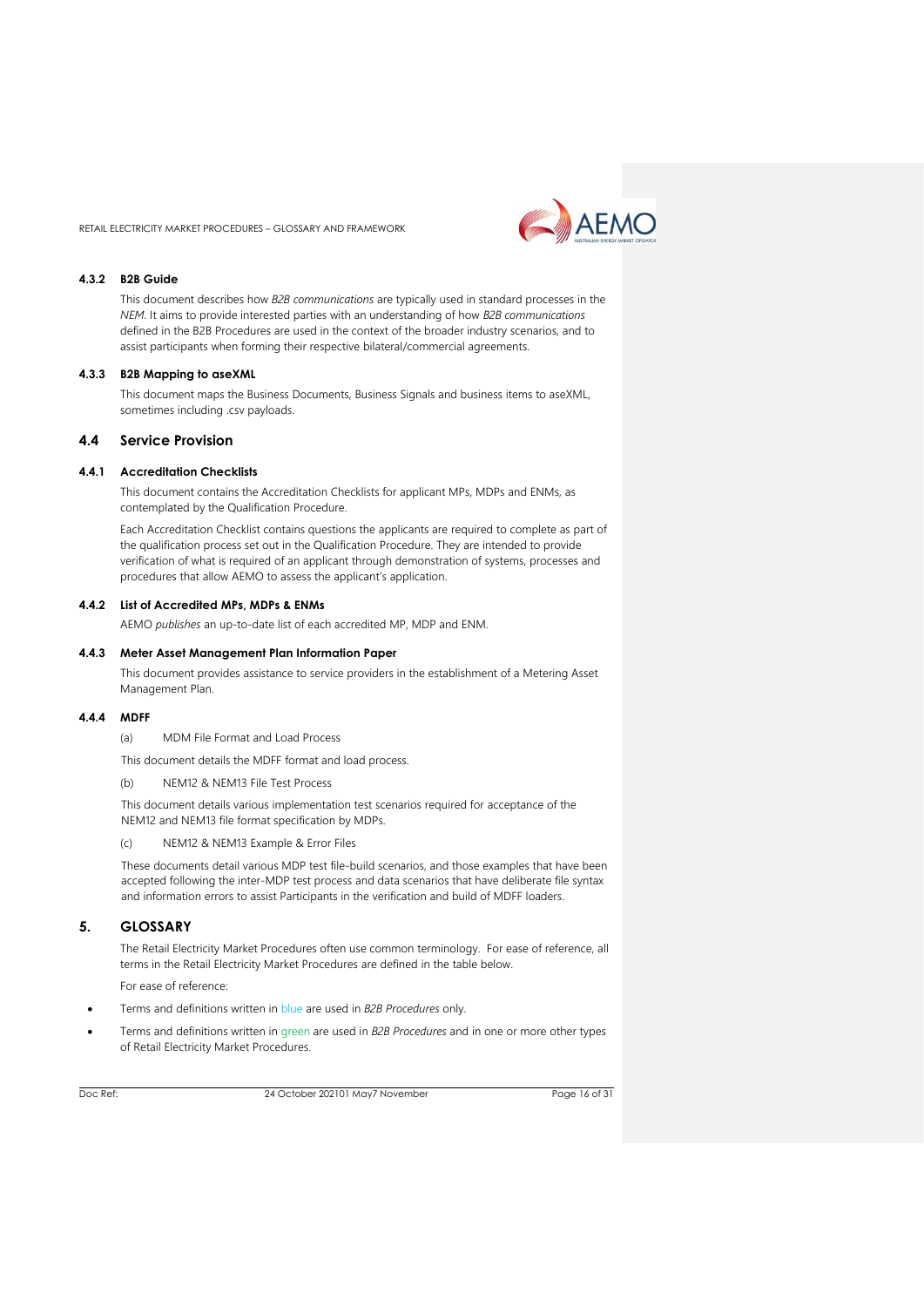#### 4.3.2 B2B Guide

This document describes how *B2B communications* are typically used in standard processes in the *NEM*. It aims to provide interested parties with an understanding of how *B2B communications* defined in the B2B Procedures are used in the context of the broader industry scenarios, and to assist participants when forming their respective bilateral/commercial agreements.

#### 4.3.3 B2B Mapping to aseXML

This document maps the Business Documents, Business Signals and business items to aseXML, sometimes including .csv payloads.

### 4.4 Service Provision

#### 4.4.1 Accreditation Checklists

This document contains the Accreditation Checklists for applicant MPs, MDPs and ENMs, as contemplated by the Qualification Procedure.

Each Accreditation Checklist contains questions the applicants are required to complete as part of the qualification process set out in the Qualification Procedure. They are intended to provide verification of what is required of an applicant through demonstration of systems, processes and procedures that allow AEMO to assess the applicant's application.

#### 4.4.2 List of Accredited MPs, MDPs & ENMs

AEMO *publishes* an up-to-date list of each accredited MP, MDP and ENM.

#### 4.4.3 Meter Asset Management Plan Information Paper

This document provides assistance to service providers in the establishment of a Metering Asset Management Plan.

#### 4.4.4 MDFF

(a) MDM File Format and Load Process

This document details the MDFF format and load process.

(b) NEM12 & NEM13 File Test Process

This document details various implementation test scenarios required for acceptance of the NEM12 and NEM13 file format specification by MDPs.

(c) NEM12 & NEM13 Example & Error Files

These documents detail various MDP test file-build scenarios, and those examples that have been accepted following the inter-MDP test process and data scenarios that have deliberate file syntax and information errors to assist Participants in the verification and build of MDFF loaders.

## 5. GLOSSARY

The Retail Electricity Market Procedures often use common terminology. For ease of reference, all terms in the Retail Electricity Market Procedures are defined in the table below.

For ease of reference:

- Terms and definitions written in blue are used in *B2B Procedures* only.
- Terms and definitions written in green are used in *B2B Procedures* and in one or more other types of Retail Electricity Market Procedures.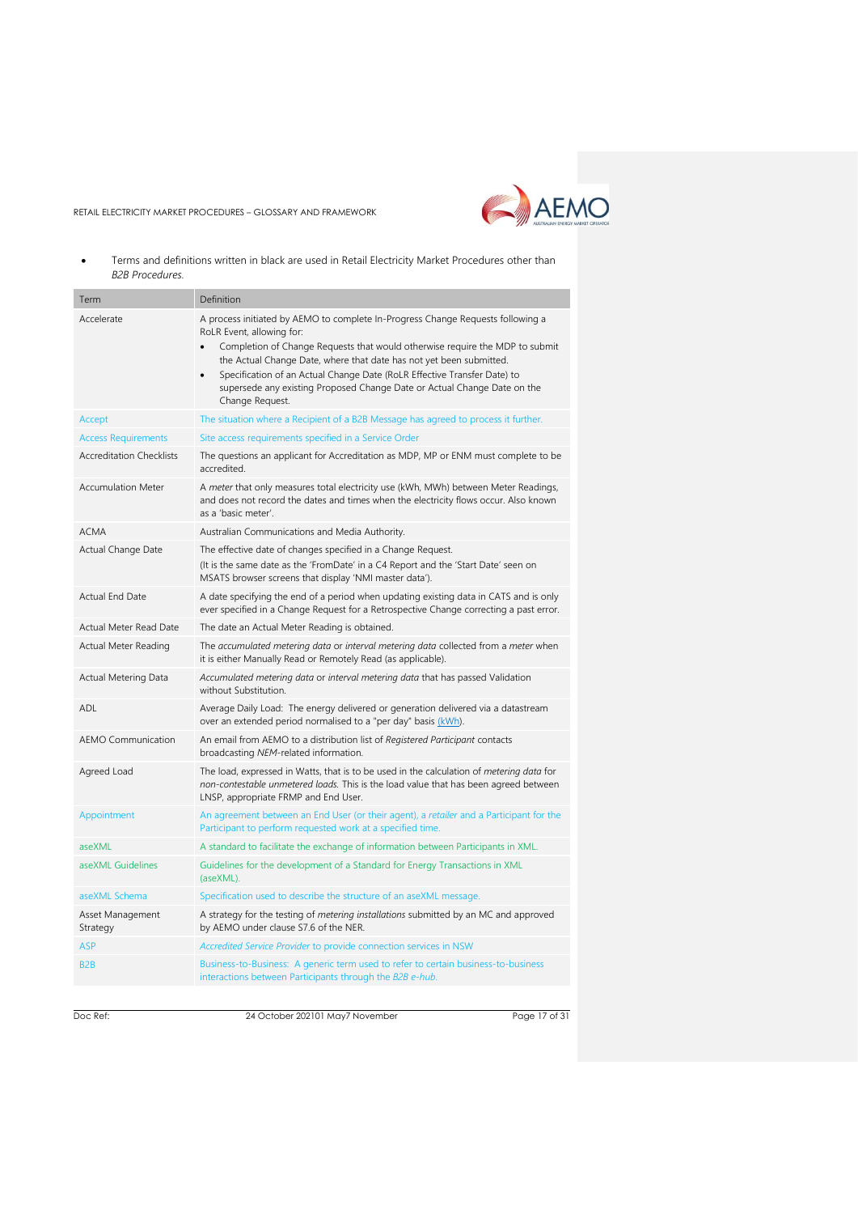- Terms and definitions written in black are used in Retail Electricity Market Procedures other than *B2B Procedures.*

| Term | Definition |
|---|---|
| Accelerate | A process initiated by AEMO to complete In-Progress Change Requests following a RoLR Event, allowing for:<br>• Completion of Change Requests that would otherwise require the MDP to submit the Actual Change Date, where that date has not yet been submitted.<br>• Specification of an Actual Change Date (RoLR Effective Transfer Date) to supersede any existing Proposed Change Date or Actual Change Date on the Change Request. |
| Accept | The situation where a Recipient of a B2B Message has agreed to process it further. |
| Access Requirements | Site access requirements specified in a Service Order |
| Accreditation Checklists | The questions an applicant for Accreditation as MDP, MP or ENM must complete to be accredited. |
| Accumulation Meter | A *meter* that only measures total electricity use (kWh, MWh) between Meter Readings, and does not record the dates and times when the electricity flows occur. Also known as a 'basic meter'. |
| ACMA | Australian Communications and Media Authority. |
| Actual Change Date | The effective date of changes specified in a Change Request.<br>(It is the same date as the 'FromDate' in a C4 Report and the 'Start Date' seen on MSATS browser screens that display 'NMI master data'). |
| Actual End Date | A date specifying the end of a period when updating existing data in CATS and is only ever specified in a Change Request for a Retrospective Change correcting a past error. |
| Actual Meter Read Date | The date an Actual Meter Reading is obtained. |
| Actual Meter Reading | The *accumulated metering data* or *interval metering data* collected from a *meter* when it is either Manually Read or Remotely Read (as applicable). |
| Actual Metering Data | *Accumulated metering data* or *interval metering data* that has passed Validation without Substitution. |
| ADL | Average Daily Load: The energy delivered or generation delivered via a datastream over an extended period normalised to a "per day" basis (kWh). |
| AEMO Communication | An email from AEMO to a distribution list of *Registered Participant* contacts broadcasting *NEM*-related information. |
| Agreed Load | The load, expressed in Watts, that is to be used in the calculation of *metering data* for *non-contestable unmetered loads.* This is the load value that has been agreed between LNSP, appropriate FRMP and End User. |
| Appointment | An agreement between an End User (or their agent), a *retailer* and a Participant for the Participant to perform requested work at a specified time. |
| aseXML | A standard to facilitate the exchange of information between Participants in XML. |
| aseXML Guidelines | Guidelines for the development of a Standard for Energy Transactions in XML (aseXML). |
| aseXML Schema | Specification used to describe the structure of an aseXML message. |
| Asset Management Strategy | A strategy for the testing of *metering installations* submitted by an MC and approved by AEMO under clause S7.6 of the NER. |
| ASP | *Accredited Service Provider* to provide connection services in NSW |
| B2B | Business-to-Business: A generic term used to refer to certain business-to-business interactions between Participants through the *B2B e-hub.* |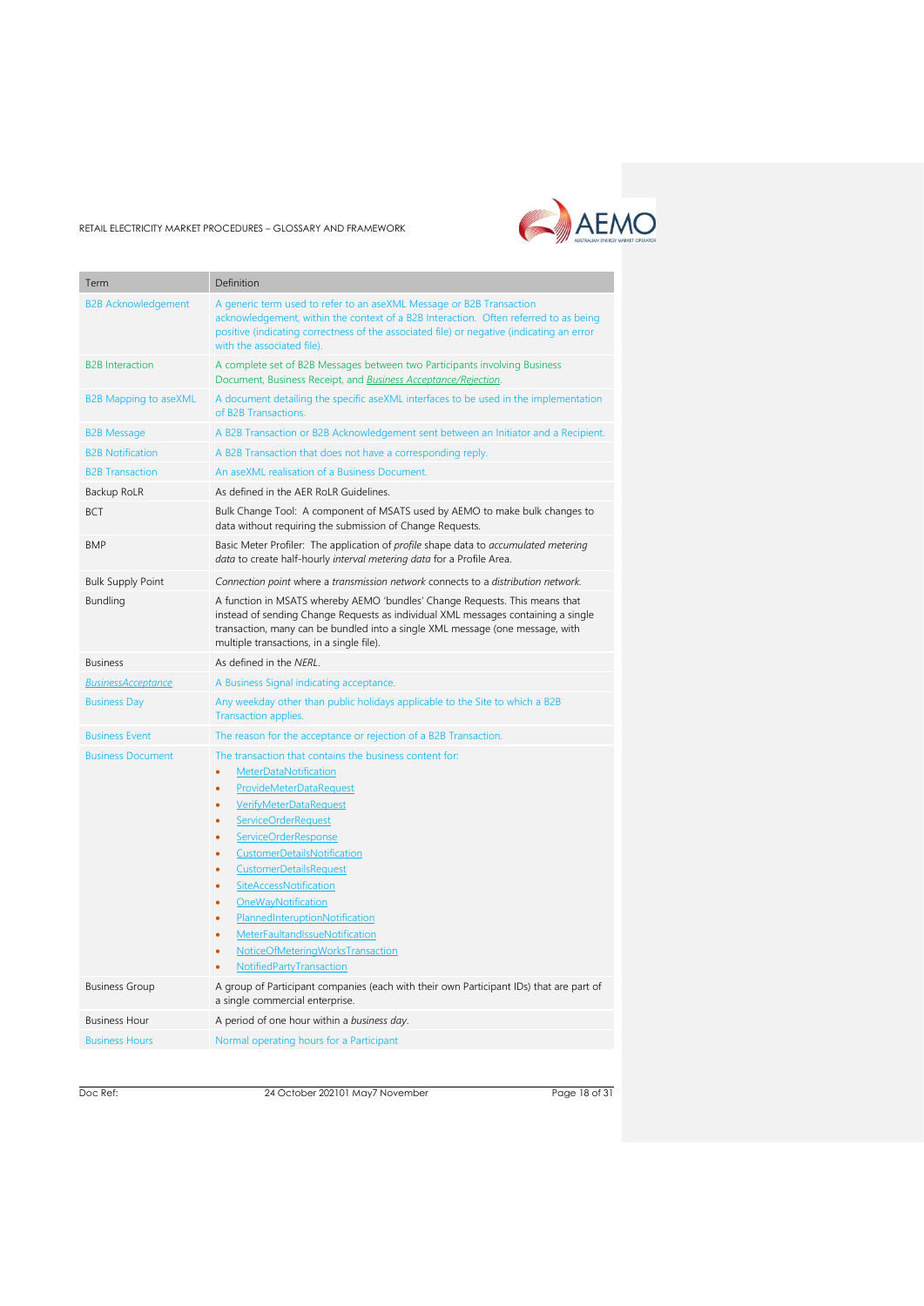| Term | Definition |
| --- | --- |
| B2B Acknowledgement | A generic term used to refer to an aseXML Message or B2B Transaction acknowledgement, within the context of a B2B Interaction. Often referred to as being positive (indicating correctness of the associated file) or negative (indicating an error with the associated file). |
| B2B Interaction | A complete set of B2B Messages between two Participants involving Business Document, Business Receipt, and *Business Acceptance/Rejection*. |
| B2B Mapping to aseXML | A document detailing the specific aseXML interfaces to be used in the implementation of B2B Transactions. |
| B2B Message | A B2B Transaction or B2B Acknowledgement sent between an Initiator and a Recipient. |
| B2B Notification | A B2B Transaction that does not have a corresponding reply. |
| B2B Transaction | An aseXML realisation of a Business Document. |
| Backup RoLR | As defined in the AER RoLR Guidelines. |
| BCT | Bulk Change Tool: A component of MSATS used by AEMO to make bulk changes to data without requiring the submission of Change Requests. |
| BMP | Basic Meter Profiler: The application of *profile* shape data to *accumulated metering data* to create half-hourly *interval metering data* for a Profile Area. |
| Bulk Supply Point | *Connection point* where a *transmission network* connects to a *distribution network*. |
| Bundling | A function in MSATS whereby AEMO 'bundles' Change Requests. This means that instead of sending Change Requests as individual XML messages containing a single transaction, many can be bundled into a single XML message (one message, with multiple transactions, in a single file). |
| Business | As defined in the *NERL*. |
| *BusinessAcceptance* | A Business Signal indicating acceptance. |
| Business Day | Any weekday other than public holidays applicable to the Site to which a B2B Transaction applies. |
| Business Event | The reason for the acceptance or rejection of a B2B Transaction. |
| Business Document | The transaction that contains the business content for:<br>• MeterDataNotification<br>• ProvideMeterDataRequest<br>• VerifyMeterDataRequest<br>• ServiceOrderRequest<br>• ServiceOrderResponse<br>• CustomerDetailsNotification<br>• CustomerDetailsRequest<br>• SiteAccessNotification<br>• OneWayNotification<br>• PlannedInteruptionNotification<br>• MeterFaultandIssueNotification<br>• NoticeOfMeteringWorksTransaction<br>• NotifiedPartyTransaction |
| Business Group | A group of Participant companies (each with their own Participant IDs) that are part of a single commercial enterprise. |
| Business Hour | A period of one hour within a *business day*. |
| Business Hours | Normal operating hours for a Participant |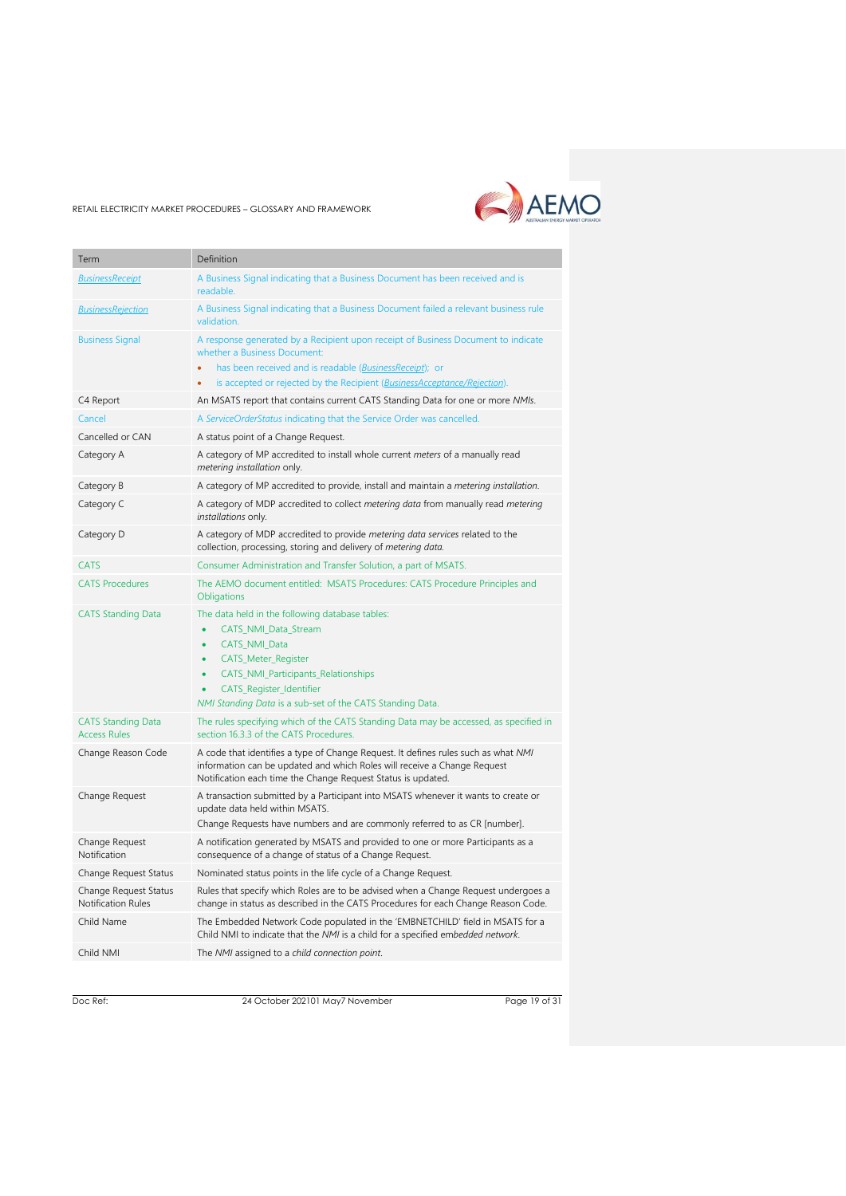| Term | Definition |
| --- | --- |
| *BusinessReceipt* | A Business Signal indicating that a Business Document has been received and is readable. |
| *BusinessRejection* | A Business Signal indicating that a Business Document failed a relevant business rule validation. |
| Business Signal | A response generated by a Recipient upon receipt of Business Document to indicate whether a Business Document:<br>• has been received and is readable (*BusinessReceipt*); or<br>• is accepted or rejected by the Recipient (*BusinessAcceptance/Rejection*). |
| C4 Report | An MSATS report that contains current CATS Standing Data for one or more *NMIs*. |
| Cancel | A *ServiceOrderStatus* indicating that the Service Order was cancelled. |
| Cancelled or CAN | A status point of a Change Request. |
| Category A | A category of MP accredited to install whole current *meters* of a manually read *metering installation* only. |
| Category B | A category of MP accredited to provide, install and maintain a *metering installation*. |
| Category C | A category of MDP accredited to collect *metering data* from manually read *metering installations* only. |
| Category D | A category of MDP accredited to provide *metering data services* related to the collection, processing, storing and delivery of *metering data*. |
| CATS | Consumer Administration and Transfer Solution, a part of MSATS. |
| CATS Procedures | The AEMO document entitled: MSATS Procedures: CATS Procedure Principles and Obligations |
| CATS Standing Data | The data held in the following database tables:<br>• CATS_NMI_Data_Stream<br>• CATS_NMI_Data<br>• CATS_Meter_Register<br>• CATS_NMI_Participants_Relationships<br>• CATS_Register_Identifier<br>*NMI Standing Data* is a sub-set of the CATS Standing Data. |
| CATS Standing Data Access Rules | The rules specifying which of the CATS Standing Data may be accessed, as specified in section 16.3.3 of the CATS Procedures. |
| Change Reason Code | A code that identifies a type of Change Request. It defines rules such as what *NMI* information can be updated and which Roles will receive a Change Request Notification each time the Change Request Status is updated. |
| Change Request | A transaction submitted by a Participant into MSATS whenever it wants to create or update data held within MSATS.<br>Change Requests have numbers and are commonly referred to as CR [number]. |
| Change Request Notification | A notification generated by MSATS and provided to one or more Participants as a consequence of a change of status of a Change Request. |
| Change Request Status | Nominated status points in the life cycle of a Change Request. |
| Change Request Status Notification Rules | Rules that specify which Roles are to be advised when a Change Request undergoes a change in status as described in the CATS Procedures for each Change Reason Code. |
| Child Name | The Embedded Network Code populated in the 'EMBNETCHILD' field in MSATS for a Child NMI to indicate that the *NMI* is a child for a specified *embedded network*. |
| Child NMI | The *NMI* assigned to a *child connection point*. |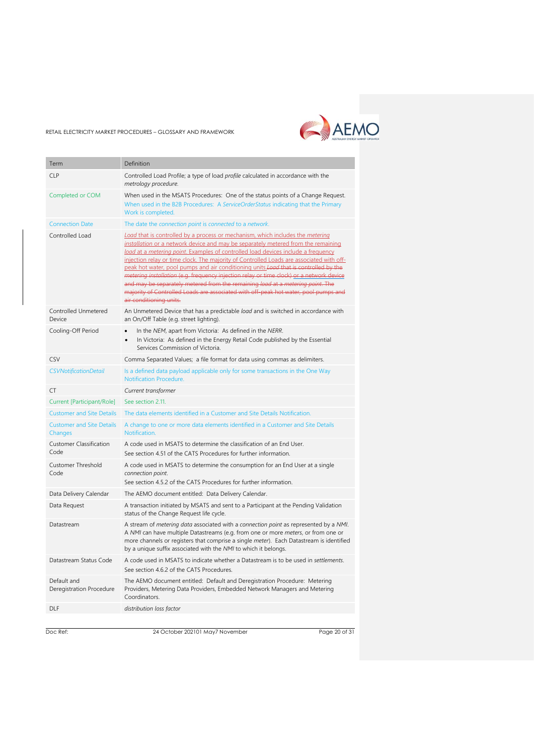| Term | Definition |
|---|---|
| CLP | Controlled Load Profile; a type of load *profile* calculated in accordance with the *metrology procedure*. |
| Completed or COM | When used in the MSATS Procedures: One of the status points of a Change Request. When used in the B2B Procedures: A *ServiceOrderStatus* indicating that the Primary Work is completed. |
| Connection Date | The date the *connection point* is *connected* to a *network*. |
| Controlled Load | *Load* that is controlled by a process or mechanism, which includes the *metering installation* or a network device and may be separately metered from the remaining *load* at a *metering point*. Examples of controlled load devices include a frequency injection relay or time clock. The majority of Controlled Loads are associated with off-peak hot water, pool pumps and air conditioning units.~~*Load* that is controlled by the *metering installation* (e.g. frequency injection relay or time clock) or a network device and may be separately metered from the remaining *load* at a *metering point*. The majority of Controlled Loads are associated with off-peak hot water, pool pumps and air conditioning units.~~ |
| Controlled Unmetered Device | An Unmetered Device that has a predictable *load* and is switched in accordance with an On/Off Table (e.g. street lighting). |
| Cooling-Off Period | • In the *NEM*, apart from Victoria: As defined in the *NERR*.<br>• In Victoria: As defined in the Energy Retail Code published by the Essential Services Commission of Victoria. |
| CSV | Comma Separated Values; a file format for data using commas as delimiters. |
| *CSVNotificationDetail* | Is a defined data payload applicable only for some transactions in the One Way Notification Procedure. |
| CT | *Current transformer* |
| Current [Participant/Role] | See section 2.11. |
| Customer and Site Details | The data elements identified in a Customer and Site Details Notification. |
| Customer and Site Details Changes | A change to one or more data elements identified in a Customer and Site Details Notification. |
| Customer Classification Code | A code used in MSATS to determine the classification of an End User.<br>See section 4.51 of the CATS Procedures for further information. |
| Customer Threshold Code | A code used in MSATS to determine the consumption for an End User at a single *connection point*.<br>See section 4.5.2 of the CATS Procedures for further information. |
| Data Delivery Calendar | The AEMO document entitled: Data Delivery Calendar. |
| Data Request | A transaction initiated by MSATS and sent to a Participant at the Pending Validation status of the Change Request life cycle. |
| Datastream | A stream of *metering data* associated with a *connection point* as represented by a *NMI*. A *NMI* can have multiple Datastreams (e.g. from one or more *meters*, or from one or more channels or registers that comprise a single *meter*). Each Datastream is identified by a unique suffix associated with the *NMI* to which it belongs. |
| Datastream Status Code | A code used in MSATS to indicate whether a Datastream is to be used in *settlements*.<br>See section 4.6.2 of the CATS Procedures. |
| Default and Deregistration Procedure | The AEMO document entitled: Default and Deregistration Procedure: Metering Providers, Metering Data Providers, Embedded Network Managers and Metering Coordinators. |
| DLF | *distribution loss factor* |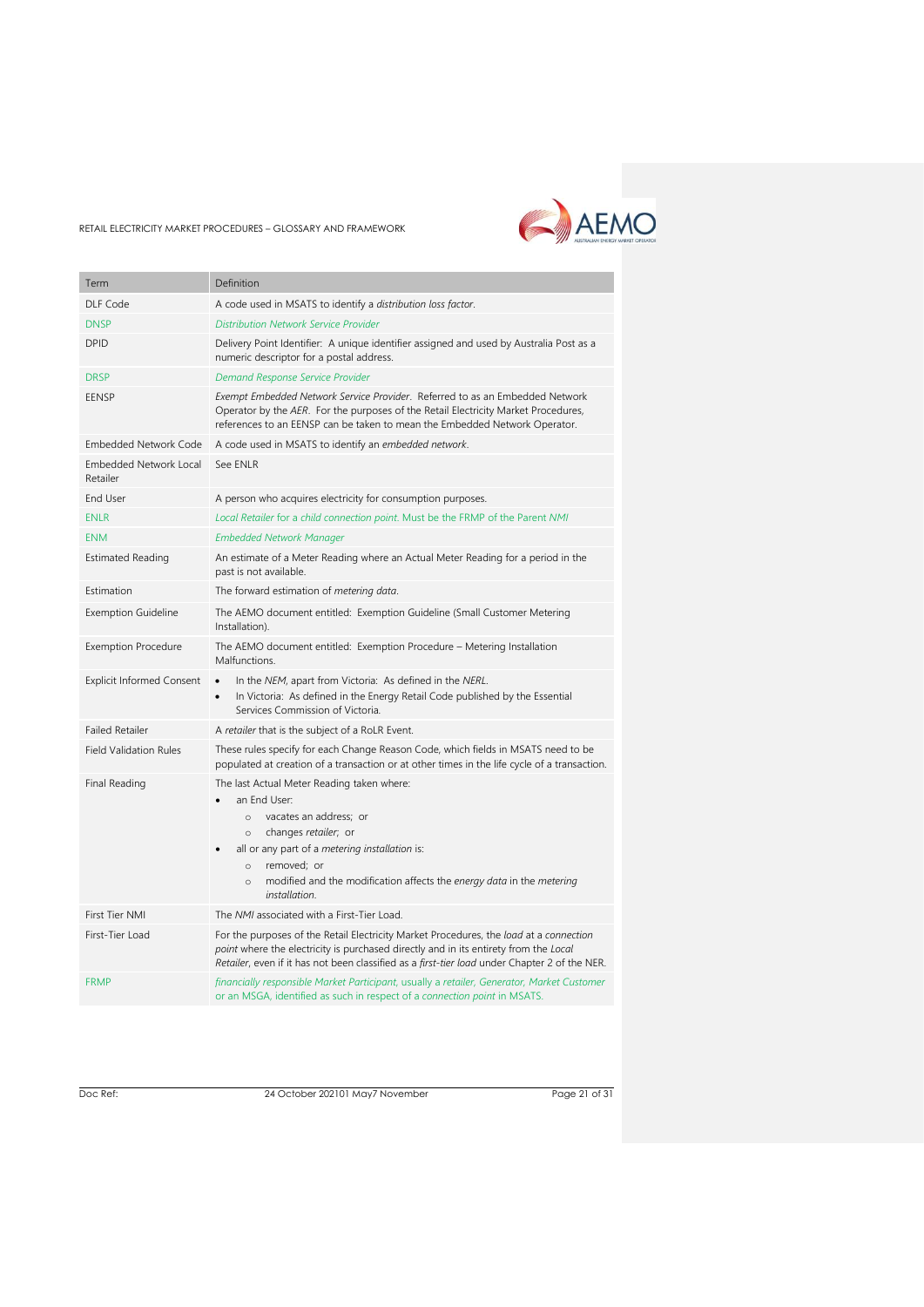| Term | Definition |
| --- | --- |
| DLF Code | A code used in MSATS to identify a *distribution loss factor*. |
| DNSP | *Distribution Network Service Provider* |
| DPID | Delivery Point Identifier: A unique identifier assigned and used by Australia Post as a numeric descriptor for a postal address. |
| DRSP | *Demand Response Service Provider* |
| EENSP | *Exempt Embedded Network Service Provider*. Referred to as an Embedded Network Operator by the *AER*. For the purposes of the Retail Electricity Market Procedures, references to an EENSP can be taken to mean the Embedded Network Operator. |
| Embedded Network Code | A code used in MSATS to identify an *embedded network*. |
| Embedded Network Local Retailer | See ENLR |
| End User | A person who acquires electricity for consumption purposes. |
| ENLR | *Local Retailer* for a *child connection point*. Must be the FRMP of the Parent *NMI* |
| ENM | *Embedded Network Manager* |
| Estimated Reading | An estimate of a Meter Reading where an Actual Meter Reading for a period in the past is not available. |
| Estimation | The forward estimation of *metering data*. |
| Exemption Guideline | The AEMO document entitled: Exemption Guideline (Small Customer Metering Installation). |
| Exemption Procedure | The AEMO document entitled: Exemption Procedure – Metering Installation Malfunctions. |
| Explicit Informed Consent | • In the *NEM*, apart from Victoria: As defined in the *NERL*.<br>• In Victoria: As defined in the Energy Retail Code published by the Essential Services Commission of Victoria. |
| Failed Retailer | A *retailer* that is the subject of a RoLR Event. |
| Field Validation Rules | These rules specify for each Change Reason Code, which fields in MSATS need to be populated at creation of a transaction or at other times in the life cycle of a transaction. |
| Final Reading | The last Actual Meter Reading taken where:<br>• an End User:<br>  ○ vacates an address; or<br>  ○ changes *retailer*; or<br>• all or any part of a *metering installation* is:<br>  ○ removed; or<br>  ○ modified and the modification affects the *energy data* in the *metering installation*. |
| First Tier NMI | The *NMI* associated with a First-Tier Load. |
| First-Tier Load | For the purposes of the Retail Electricity Market Procedures, the *load* at a *connection point* where the electricity is purchased directly and in its entirety from the *Local Retailer*, even if it has not been classified as a *first-tier load* under Chapter 2 of the NER. |
| FRMP | *financially responsible Market Participant*, usually a *retailer*, *Generator*, *Market Customer* or an MSGA, identified as such in respect of a *connection point* in MSATS. |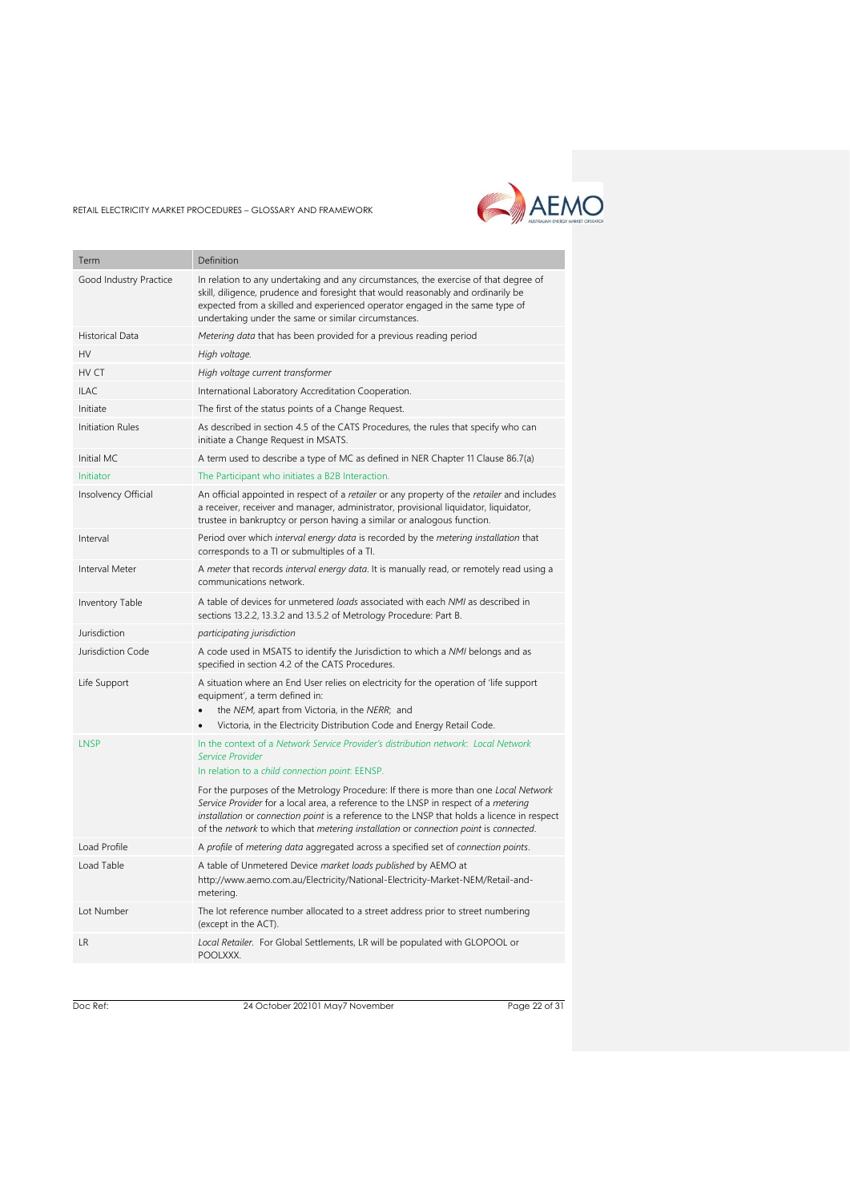| Term | Definition |
|---|---|
| Good Industry Practice | In relation to any undertaking and any circumstances, the exercise of that degree of skill, diligence, prudence and foresight that would reasonably and ordinarily be expected from a skilled and experienced operator engaged in the same type of undertaking under the same or similar circumstances. |
| Historical Data | *Metering data* that has been provided for a previous reading period |
| HV | *High voltage*. |
| HV CT | *High voltage current transformer* |
| ILAC | International Laboratory Accreditation Cooperation. |
| Initiate | The first of the status points of a Change Request. |
| Initiation Rules | As described in section 4.5 of the CATS Procedures, the rules that specify who can initiate a Change Request in MSATS. |
| Initial MC | A term used to describe a type of MC as defined in NER Chapter 11 Clause 86.7(a) |
| Initiator | The Participant who initiates a B2B Interaction. |
| Insolvency Official | An official appointed in respect of a *retailer* or any property of the *retailer* and includes a receiver, receiver and manager, administrator, provisional liquidator, liquidator, trustee in bankruptcy or person having a similar or analogous function. |
| Interval | Period over which *interval energy data* is recorded by the *metering installation* that corresponds to a TI or submultiples of a TI. |
| Interval Meter | A *meter* that records *interval energy data*. It is manually read, or remotely read using a communications network. |
| Inventory Table | A table of devices for unmetered *loads* associated with each *NMI* as described in sections 13.2.2, 13.3.2 and 13.5.2 of Metrology Procedure: Part B. |
| Jurisdiction | *participating jurisdiction* |
| Jurisdiction Code | A code used in MSATS to identify the Jurisdiction to which a *NMI* belongs and as specified in section 4.2 of the CATS Procedures. |
| Life Support | A situation where an End User relies on electricity for the operation of 'life support equipment', a term defined in:<br>• the *NEM*, apart from Victoria, in the *NERR*; and<br>• Victoria, in the Electricity Distribution Code and Energy Retail Code. |
| LNSP | In the context of a *Network Service Provider's distribution network*: *Local Network Service Provider*<br>In relation to a *child connection point*: EENSP.<br><br>For the purposes of the Metrology Procedure: If there is more than one *Local Network Service Provider* for a local area, a reference to the LNSP in respect of a *metering installation* or *connection point* is a reference to the LNSP that holds a licence in respect of the *network* to which that *metering installation* or *connection point* is connected. |
| Load Profile | A *profile* of *metering data* aggregated across a specified set of *connection points*. |
| Load Table | A table of Unmetered Device *market loads published* by AEMO at http://www.aemo.com.au/Electricity/National-Electricity-Market-NEM/Retail-and-metering. |
| Lot Number | The lot reference number allocated to a street address prior to street numbering (except in the ACT). |
| LR | *Local Retailer*. For Global Settlements, LR will be populated with GLOPOOL or POOLXXX. |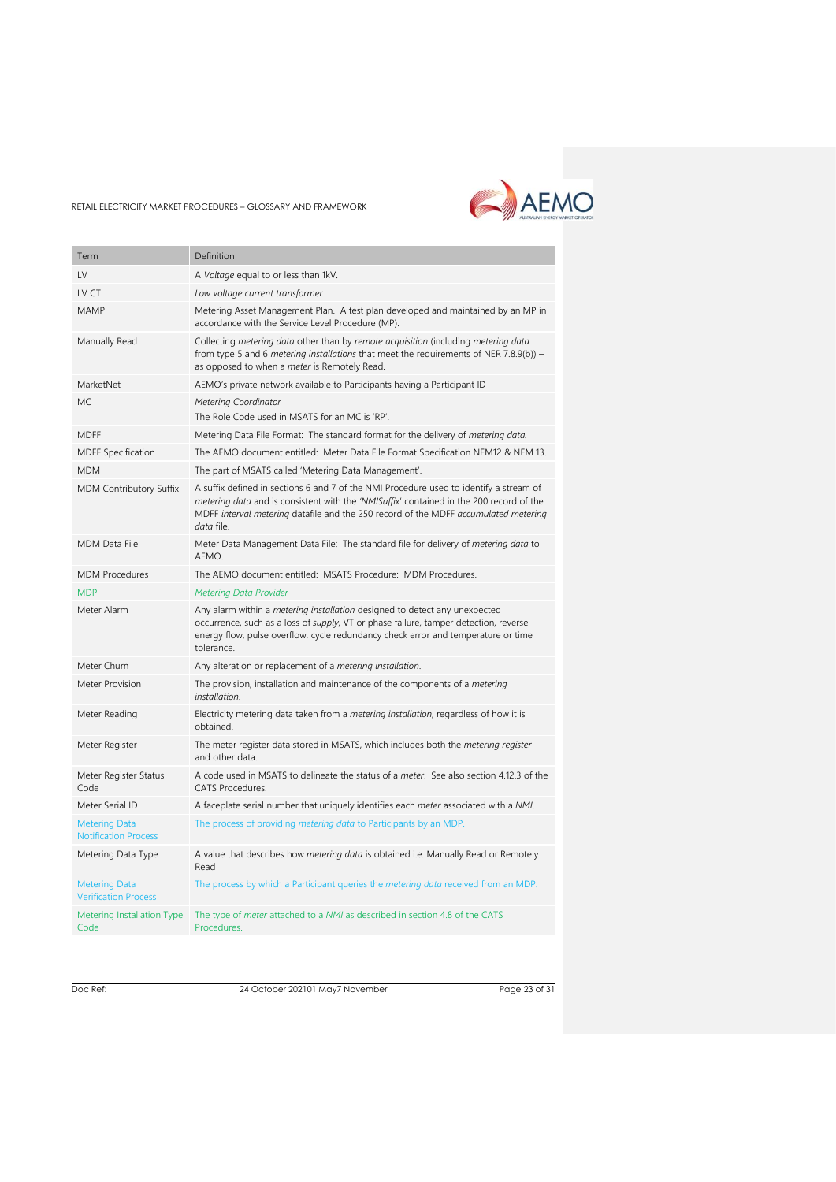| Term | Definition |
| --- | --- |
| LV | A *Voltage* equal to or less than 1kV. |
| LV CT | *Low voltage current transformer* |
| MAMP | Metering Asset Management Plan. A test plan developed and maintained by an MP in accordance with the Service Level Procedure (MP). |
| Manually Read | Collecting *metering data* other than by *remote acquisition* (including *metering data* from type 5 and 6 *metering installations* that meet the requirements of NER 7.8.9(b)) – as opposed to when a *meter* is Remotely Read. |
| MarketNet | AEMO's private network available to Participants having a Participant ID |
| MC | *Metering Coordinator*<br>The Role Code used in MSATS for an MC is 'RP'. |
| MDFF | Metering Data File Format: The standard format for the delivery of *metering data*. |
| MDFF Specification | The AEMO document entitled: Meter Data File Format Specification NEM12 & NEM 13. |
| MDM | The part of MSATS called 'Metering Data Management'. |
| MDM Contributory Suffix | A suffix defined in sections 6 and 7 of the NMI Procedure used to identify a stream of *metering data* and is consistent with the *'NMISuffix'* contained in the 200 record of the MDFF *interval metering* datafile and the 250 record of the MDFF *accumulated metering data* file. |
| MDM Data File | Meter Data Management Data File: The standard file for delivery of *metering data* to AEMO. |
| MDM Procedures | The AEMO document entitled: MSATS Procedure: MDM Procedures. |
| MDP | *Metering Data Provider* |
| Meter Alarm | Any alarm within a *metering installation* designed to detect any unexpected occurrence, such as a loss of *supply*, VT or phase failure, tamper detection, reverse energy flow, pulse overflow, cycle redundancy check error and temperature or time tolerance. |
| Meter Churn | Any alteration or replacement of a *metering installation*. |
| Meter Provision | The provision, installation and maintenance of the components of a *metering installation*. |
| Meter Reading | Electricity metering data taken from a *metering installation*, regardless of how it is obtained. |
| Meter Register | The meter register data stored in MSATS, which includes both the *metering register* and other data. |
| Meter Register Status Code | A code used in MSATS to delineate the status of a *meter*. See also section 4.12.3 of the CATS Procedures. |
| Meter Serial ID | A faceplate serial number that uniquely identifies each *meter* associated with a *NMI*. |
| Metering Data Notification Process | The process of providing *metering data* to Participants by an MDP. |
| Metering Data Type | A value that describes how *metering data* is obtained i.e. Manually Read or Remotely Read |
| Metering Data Verification Process | The process by which a Participant queries the *metering data* received from an MDP. |
| Metering Installation Type Code | The type of *meter* attached to a *NMI* as described in section 4.8 of the CATS Procedures. |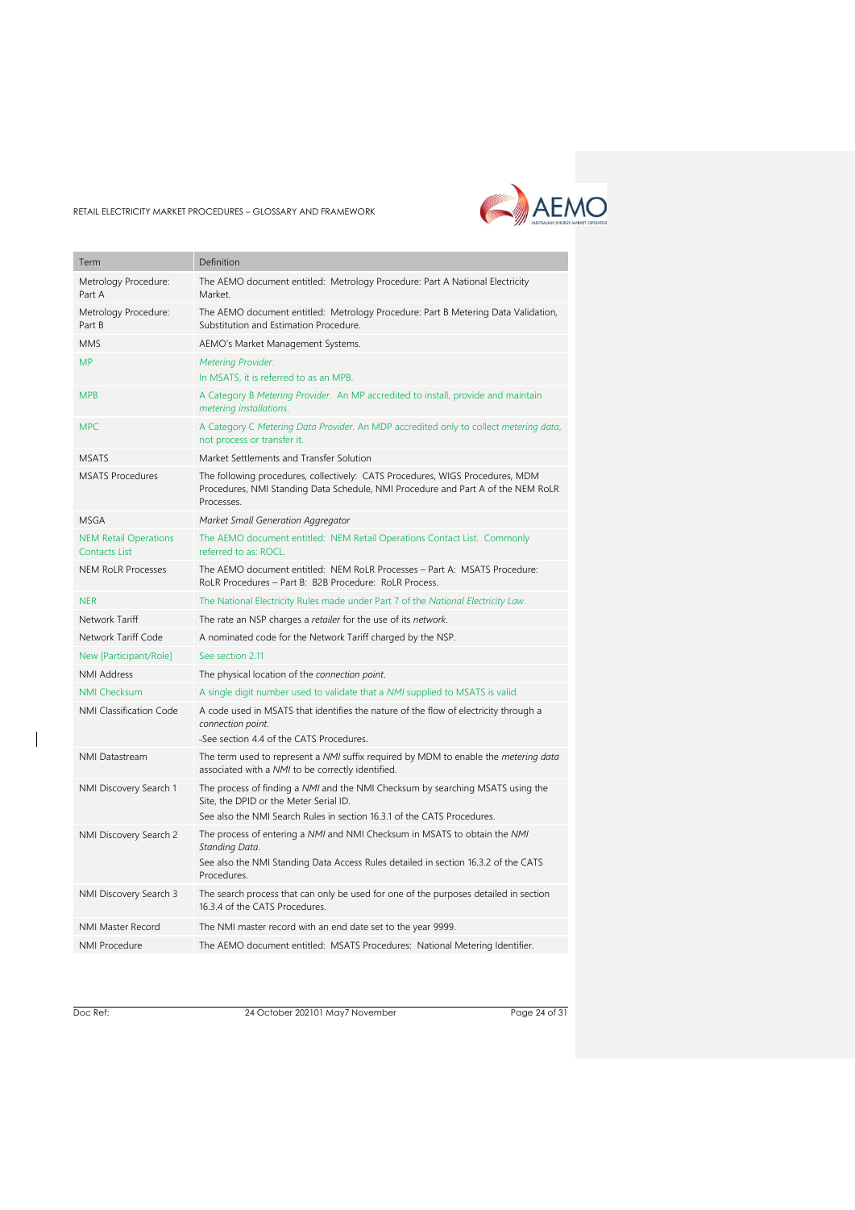| Term | Definition |
|---|---|
| Metrology Procedure: Part A | The AEMO document entitled: Metrology Procedure: Part A National Electricity Market. |
| Metrology Procedure: Part B | The AEMO document entitled: Metrology Procedure: Part B Metering Data Validation, Substitution and Estimation Procedure. |
| MMS | AEMO's Market Management Systems. |
| MP | *Metering Provider*.<br>In MSATS, it is referred to as an MPB. |
| MPB | A Category B *Metering Provider*. An MP accredited to install, provide and maintain *metering installations*. |
| MPC | A Category C *Metering Data Provider*. An MDP accredited only to collect *metering data*, not process or transfer it. |
| MSATS | Market Settlements and Transfer Solution |
| MSATS Procedures | The following procedures, collectively: CATS Procedures, WIGS Procedures, MDM Procedures, NMI Standing Data Schedule, NMI Procedure and Part A of the NEM RoLR Processes. |
| MSGA | *Market Small Generation Aggregator* |
| NEM Retail Operations Contacts List | The AEMO document entitled: NEM Retail Operations Contact List. Commonly referred to as: ROCL. |
| NEM RoLR Processes | The AEMO document entitled: NEM RoLR Processes – Part A: MSATS Procedure: RoLR Procedures – Part B: B2B Procedure: RoLR Process. |
| NER | The National Electricity Rules made under Part 7 of the *National Electricity Law*. |
| Network Tariff | The rate an NSP charges a *retailer* for the use of its *network*. |
| Network Tariff Code | A nominated code for the Network Tariff charged by the NSP. |
| New [Participant/Role] | See section 2.11 |
| NMI Address | The physical location of the *connection point*. |
| NMI Checksum | A single digit number used to validate that a *NMI* supplied to MSATS is valid. |
| NMI Classification Code | A code used in MSATS that identifies the nature of the flow of electricity through a *connection point*.<br>-See section 4.4 of the CATS Procedures. |
| NMI Datastream | The term used to represent a *NMI* suffix required by MDM to enable the *metering data* associated with a *NMI* to be correctly identified. |
| NMI Discovery Search 1 | The process of finding a *NMI* and the NMI Checksum by searching MSATS using the Site, the DPID or the Meter Serial ID.<br>See also the NMI Search Rules in section 16.3.1 of the CATS Procedures. |
| NMI Discovery Search 2 | The process of entering a *NMI* and NMI Checksum in MSATS to obtain the *NMI Standing Data*.<br>See also the NMI Standing Data Access Rules detailed in section 16.3.2 of the CATS Procedures. |
| NMI Discovery Search 3 | The search process that can only be used for one of the purposes detailed in section 16.3.4 of the CATS Procedures. |
| NMI Master Record | The NMI master record with an end date set to the year 9999. |
| NMI Procedure | The AEMO document entitled: MSATS Procedures: National Metering Identifier. |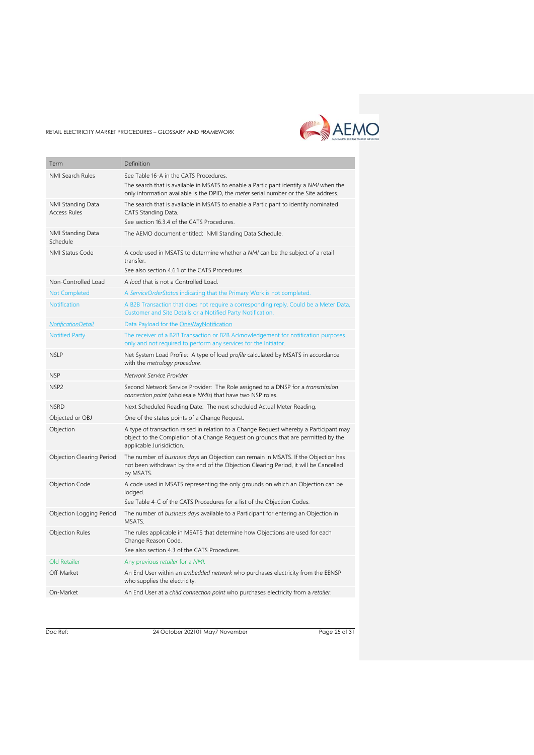| Term | Definition |
| --- | --- |
| NMI Search Rules | See Table 16-A in the CATS Procedures.<br>The search that is available in MSATS to enable a Participant identify a *NMI* when the only information available is the DPID, the *meter* serial number or the Site address. |
| NMI Standing Data Access Rules | The search that is available in MSATS to enable a Participant to identify nominated CATS Standing Data.<br>See section 16.3.4 of the CATS Procedures. |
| NMI Standing Data Schedule | The AEMO document entitled: NMI Standing Data Schedule. |
| NMI Status Code | A code used in MSATS to determine whether a *NMI* can be the subject of a retail transfer.<br>See also section 4.6.1 of the CATS Procedures. |
| Non-Controlled Load | A *load* that is not a Controlled Load. |
| Not Completed | A *ServiceOrderStatus* indicating that the Primary Work is not completed. |
| Notification | A B2B Transaction that does not require a corresponding reply. Could be a Meter Data, Customer and Site Details or a Notified Party Notification. |
| *NotificationDetail* | Data Payload for the OneWayNotification |
| Notified Party | The receiver of a B2B Transaction or B2B Acknowledgement for notification purposes only and not required to perform any services for the Initiator. |
| NSLP | Net System Load Profile: A type of load *profile* calculated by MSATS in accordance with the *metrology procedure*. |
| NSP | *Network Service Provider* |
| NSP2 | Second Network Service Provider: The Role assigned to a DNSP for a *transmission connection point* (wholesale *NMIs*) that have two NSP roles. |
| NSRD | Next Scheduled Reading Date: The next scheduled Actual Meter Reading. |
| Objected or OBJ | One of the status points of a Change Request. |
| Objection | A type of transaction raised in relation to a Change Request whereby a Participant may object to the Completion of a Change Request on grounds that are permitted by the applicable Jurisidiction. |
| Objection Clearing Period | The number of *business days* an Objection can remain in MSATS. If the Objection has not been withdrawn by the end of the Objection Clearing Period, it will be Cancelled by MSATS. |
| Objection Code | A code used in MSATS representing the only grounds on which an Objection can be lodged.<br>See Table 4-C of the CATS Procedures for a list of the Objection Codes. |
| Objection Logging Period | The number of *business days* available to a Participant for entering an Objection in MSATS. |
| Objection Rules | The rules applicable in MSATS that determine how Objections are used for each Change Reason Code.<br>See also section 4.3 of the CATS Procedures. |
| Old Retailer | Any previous *retailer* for a *NMI*. |
| Off-Market | An End User within an *embedded network* who purchases electricity from the EENSP who supplies the electricity. |
| On-Market | An End User at a *child connection point* who purchases electricity from a *retailer*. |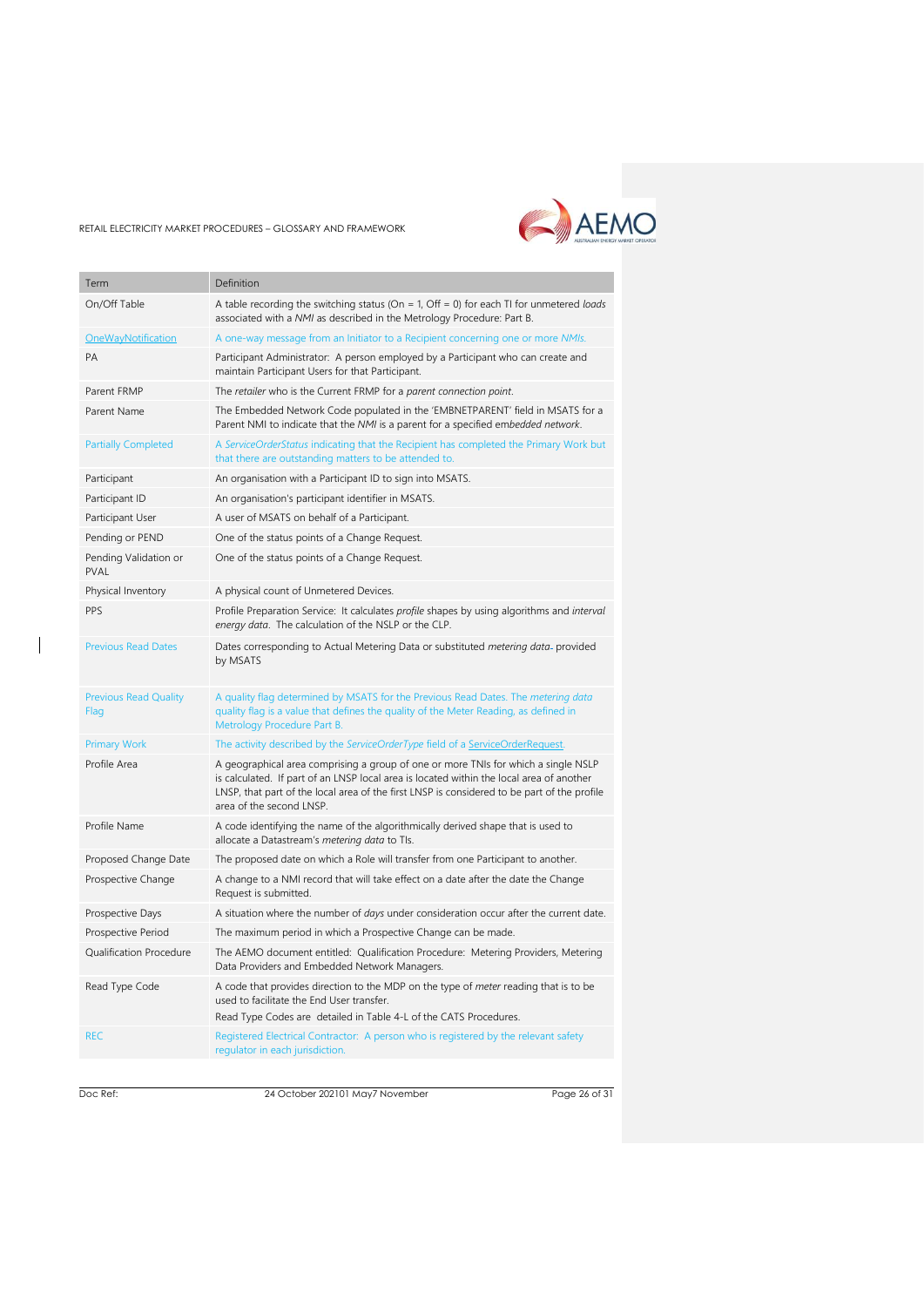| Term | Definition |
|---|---|
| On/Off Table | A table recording the switching status (On = 1, Off = 0) for each TI for unmetered *loads* associated with a *NMI* as described in the Metrology Procedure: Part B. |
| OneWayNotification | A one-way message from an Initiator to a Recipient concerning one or more *NMIs*. |
| PA | Participant Administrator: A person employed by a Participant who can create and maintain Participant Users for that Participant. |
| Parent FRMP | The *retailer* who is the Current FRMP for a *parent connection point*. |
| Parent Name | The Embedded Network Code populated in the 'EMBNETPARENT' field in MSATS for a Parent NMI to indicate that the *NMI* is a parent for a specified *embedded network*. |
| Partially Completed | A *ServiceOrderStatus* indicating that the Recipient has completed the Primary Work but that there are outstanding matters to be attended to. |
| Participant | An organisation with a Participant ID to sign into MSATS. |
| Participant ID | An organisation's participant identifier in MSATS. |
| Participant User | A user of MSATS on behalf of a Participant. |
| Pending or PEND | One of the status points of a Change Request. |
| Pending Validation or PVAL | One of the status points of a Change Request. |
| Physical Inventory | A physical count of Unmetered Devices. |
| PPS | Profile Preparation Service: It calculates *profile* shapes by using algorithms and *interval energy data*. The calculation of the NSLP or the CLP. |
| Previous Read Dates | Dates corresponding to Actual Metering Data or substituted *metering data*. provided by MSATS |
| Previous Read Quality Flag | A quality flag determined by MSATS for the Previous Read Dates. The *metering data* quality flag is a value that defines the quality of the Meter Reading, as defined in Metrology Procedure Part B. |
| Primary Work | The activity described by the *ServiceOrderType* field of a ServiceOrderRequest. |
| Profile Area | A geographical area comprising a group of one or more TNIs for which a single NSLP is calculated. If part of an LNSP local area is located within the local area of another LNSP, that part of the local area of the first LNSP is considered to be part of the profile area of the second LNSP. |
| Profile Name | A code identifying the name of the algorithmically derived shape that is used to allocate a Datastream's *metering data* to TIs. |
| Proposed Change Date | The proposed date on which a Role will transfer from one Participant to another. |
| Prospective Change | A change to a NMI record that will take effect on a date after the date the Change Request is submitted. |
| Prospective Days | A situation where the number of *days* under consideration occur after the current date. |
| Prospective Period | The maximum period in which a Prospective Change can be made. |
| Qualification Procedure | The AEMO document entitled: Qualification Procedure: Metering Providers, Metering Data Providers and Embedded Network Managers. |
| Read Type Code | A code that provides direction to the MDP on the type of *meter* reading that is to be used to facilitate the End User transfer.<br>Read Type Codes are detailed in Table 4-L of the CATS Procedures. |
| REC | Registered Electrical Contractor: A person who is registered by the relevant safety regulator in each jurisdiction. |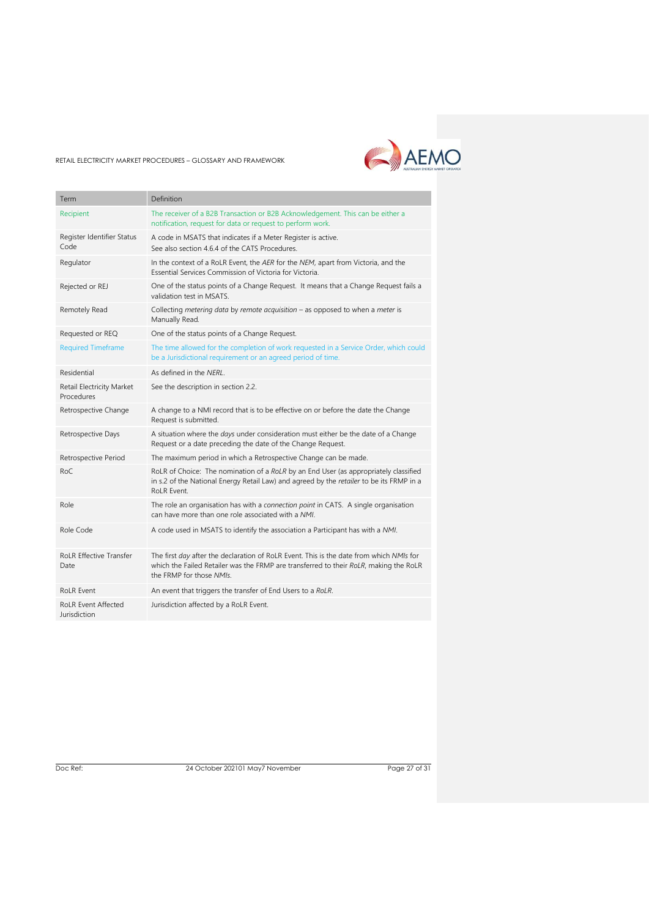| Term | Definition |
|---|---|
| Recipient | The receiver of a B2B Transaction or B2B Acknowledgement. This can be either a notification, request for data or request to perform work. |
| Register Identifier Status Code | A code in MSATS that indicates if a Meter Register is active.<br>See also section 4.6.4 of the CATS Procedures. |
| Regulator | In the context of a RoLR Event, the *AER* for the *NEM*, apart from Victoria, and the Essential Services Commission of Victoria for Victoria. |
| Rejected or REJ | One of the status points of a Change Request. It means that a Change Request fails a validation test in MSATS. |
| Remotely Read | Collecting *metering data* by *remote acquisition* – as opposed to when a *meter* is Manually Read. |
| Requested or REQ | One of the status points of a Change Request. |
| Required Timeframe | The time allowed for the completion of work requested in a Service Order, which could be a Jurisdictional requirement or an agreed period of time. |
| Residential | As defined in the *NERL*. |
| Retail Electricity Market Procedures | See the description in section 2.2. |
| Retrospective Change | A change to a NMI record that is to be effective on or before the date the Change Request is submitted. |
| Retrospective Days | A situation where the *days* under consideration must either be the date of a Change Request or a date preceding the date of the Change Request. |
| Retrospective Period | The maximum period in which a Retrospective Change can be made. |
| RoC | RoLR of Choice: The nomination of a *RoLR* by an End User (as appropriately classified in s.2 of the National Energy Retail Law) and agreed by the *retailer* to be its FRMP in a RoLR Event. |
| Role | The role an organisation has with a *connection point* in CATS. A single organisation can have more than one role associated with a *NMI*. |
| Role Code | A code used in MSATS to identify the association a Participant has with a *NMI*. |
| RoLR Effective Transfer Date | The first *day* after the declaration of RoLR Event. This is the date from which *NMIs* for which the Failed Retailer was the FRMP are transferred to their *RoLR*, making the RoLR the FRMP for those *NMIs*. |
| RoLR Event | An event that triggers the transfer of End Users to a *RoLR*. |
| RoLR Event Affected Jurisdiction | Jurisdiction affected by a RoLR Event. |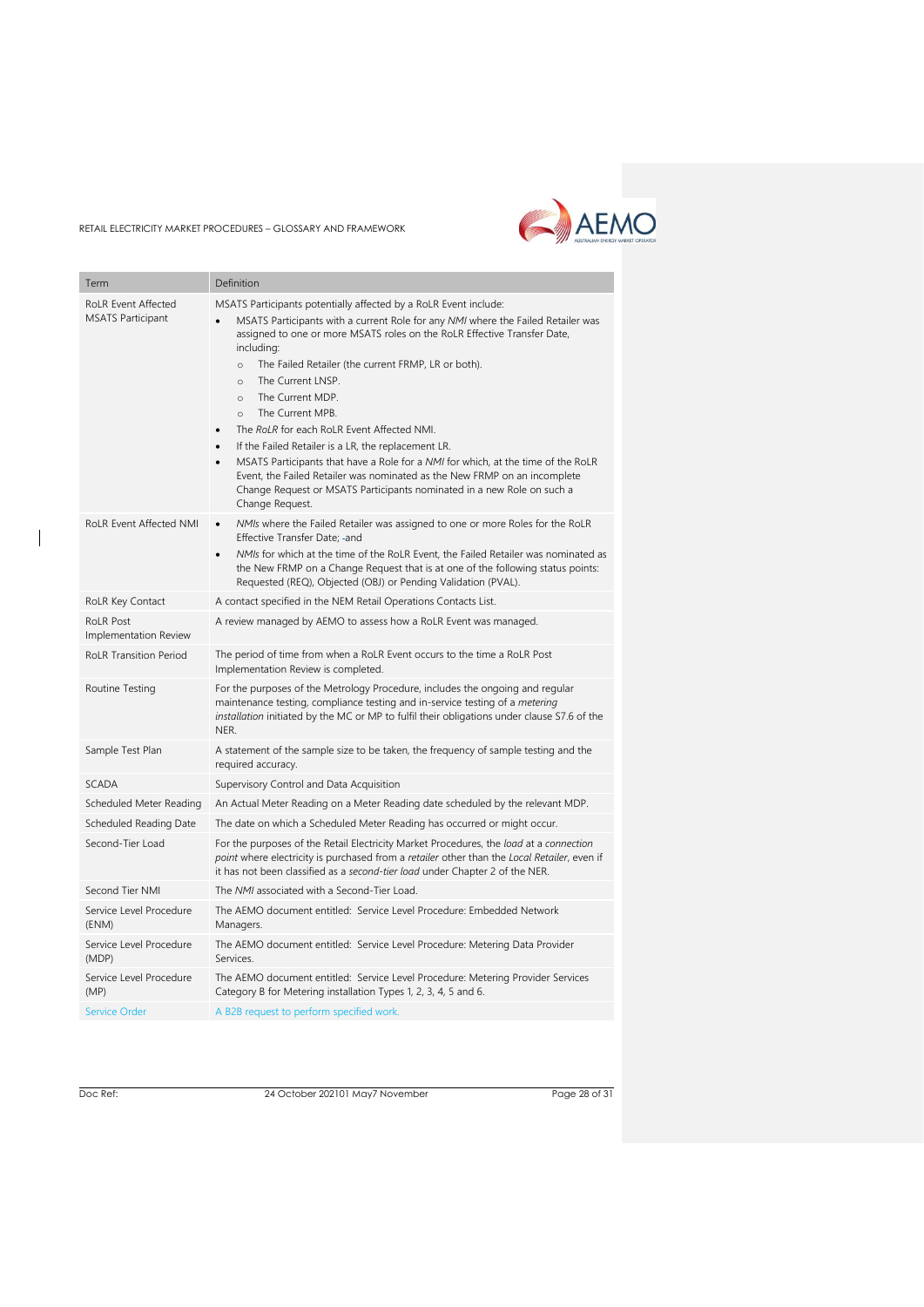| Term | Definition |
|---|---|
| RoLR Event Affected MSATS Participant | MSATS Participants potentially affected by a RoLR Event include:<br>• MSATS Participants with a current Role for any *NMI* where the Failed Retailer was assigned to one or more MSATS roles on the RoLR Effective Transfer Date, including:<br>  ○ The Failed Retailer (the current FRMP, LR or both).<br>  ○ The Current LNSP.<br>  ○ The Current MDP.<br>  ○ The Current MPB.<br>• The *RoLR* for each RoLR Event Affected NMI.<br>• If the Failed Retailer is a LR, the replacement LR.<br>• MSATS Participants that have a Role for a *NMI* for which, at the time of the RoLR Event, the Failed Retailer was nominated as the New FRMP on an incomplete Change Request or MSATS Participants nominated in a new Role on such a Change Request. |
| RoLR Event Affected NMI | • *NMIs* where the Failed Retailer was assigned to one or more Roles for the RoLR Effective Transfer Date; -and<br>• *NMIs* for which at the time of the RoLR Event, the Failed Retailer was nominated as the New FRMP on a Change Request that is at one of the following status points: Requested (REQ), Objected (OBJ) or Pending Validation (PVAL). |
| RoLR Key Contact | A contact specified in the NEM Retail Operations Contacts List. |
| RoLR Post Implementation Review | A review managed by AEMO to assess how a RoLR Event was managed. |
| RoLR Transition Period | The period of time from when a RoLR Event occurs to the time a RoLR Post Implementation Review is completed. |
| Routine Testing | For the purposes of the Metrology Procedure, includes the ongoing and regular maintenance testing, compliance testing and in-service testing of a *metering installation* initiated by the MC or MP to fulfil their obligations under clause S7.6 of the NER. |
| Sample Test Plan | A statement of the sample size to be taken, the frequency of sample testing and the required accuracy. |
| SCADA | Supervisory Control and Data Acquisition |
| Scheduled Meter Reading | An Actual Meter Reading on a Meter Reading date scheduled by the relevant MDP. |
| Scheduled Reading Date | The date on which a Scheduled Meter Reading has occurred or might occur. |
| Second-Tier Load | For the purposes of the Retail Electricity Market Procedures, the *load* at a *connection point* where electricity is purchased from a *retailer* other than the *Local Retailer*, even if it has not been classified as a *second-tier load* under Chapter 2 of the NER. |
| Second Tier NMI | The *NMI* associated with a Second-Tier Load. |
| Service Level Procedure (ENM) | The AEMO document entitled: Service Level Procedure: Embedded Network Managers. |
| Service Level Procedure (MDP) | The AEMO document entitled: Service Level Procedure: Metering Data Provider Services. |
| Service Level Procedure (MP) | The AEMO document entitled: Service Level Procedure: Metering Provider Services Category B for Metering installation Types 1, 2, 3, 4, 5 and 6. |
| Service Order | A B2B request to perform specified work. |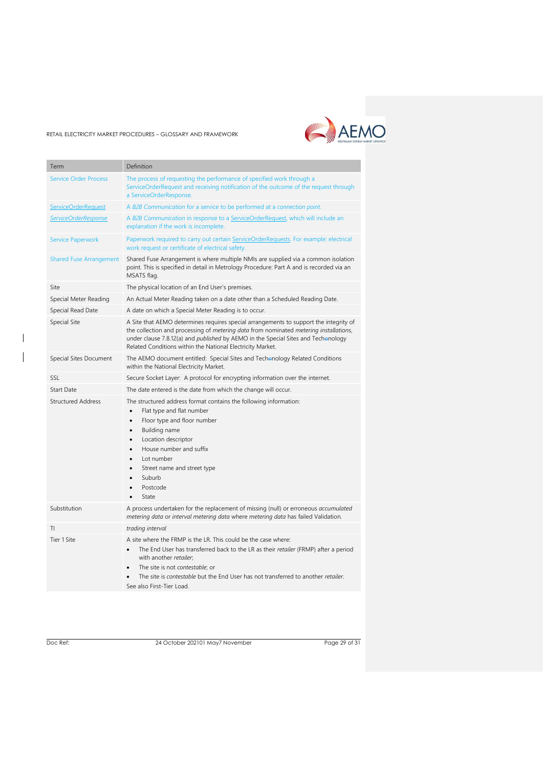| Term | Definition |
|---|---|
| Service Order Process | The process of requesting the performance of specified work through a ServiceOrderRequest and receiving notification of the outcome of the request through a ServiceOrderResponse. |
| ServiceOrderRequest | A *B2B Communication* for a service to be performed at a *connection point*. |
| *ServiceOrderResponse* | A *B2B Communication* in response to a ServiceOrderRequest, which will include an explanation if the work is incomplete. |
| Service Paperwork | Paperwork required to carry out certain ServiceOrderRequests. For example: electrical work request or certificate of electrical safety. |
| Shared Fuse Arrangement | Shared Fuse Arrangement is where multiple NMIs are supplied via a common isolation point. This is specified in detail in Metrology Procedure: Part A and is recorded via an MSATS flag. |
| Site | The physical location of an End User's premises. |
| Special Meter Reading | An Actual Meter Reading taken on a date other than a Scheduled Reading Date. |
| Special Read Date | A date on which a Special Meter Reading is to occur. |
| Special Site | A Site that AEMO determines requires special arrangements to support the integrity of the collection and processing of *metering data* from nominated *metering installations*, under clause 7.8.12(a) and *published* by AEMO in the Special Sites and Technology Related Conditions within the National Electricity Market. |
| Special Sites Document | The AEMO document entitled: Special Sites and Technology Related Conditions within the National Electricity Market. |
| SSL | Secure Socket Layer: A protocol for encrypting information over the internet. |
| Start Date | The date entered is the date from which the change will occur. |
| Structured Address | The structured address format contains the following information:<br>• Flat type and flat number<br>• Floor type and floor number<br>• Building name<br>• Location descriptor<br>• House number and suffix<br>• Lot number<br>• Street name and street type<br>• Suburb<br>• Postcode<br>• State |
| Substitution | A process undertaken for the replacement of missing (null) or erroneous *accumulated metering data* or *interval metering data* where *metering data* has failed Validation. |
| TI | *trading interval* |
| Tier 1 Site | A site where the FRMP is the LR. This could be the case where:<br>• The End User has transferred back to the LR as their *retailer* (FRMP) after a period with another *retailer*;<br>• The site is not *contestable*; or<br>• The site is *contestable* but the End User has not transferred to another *retailer*.<br>See also First-Tier Load. |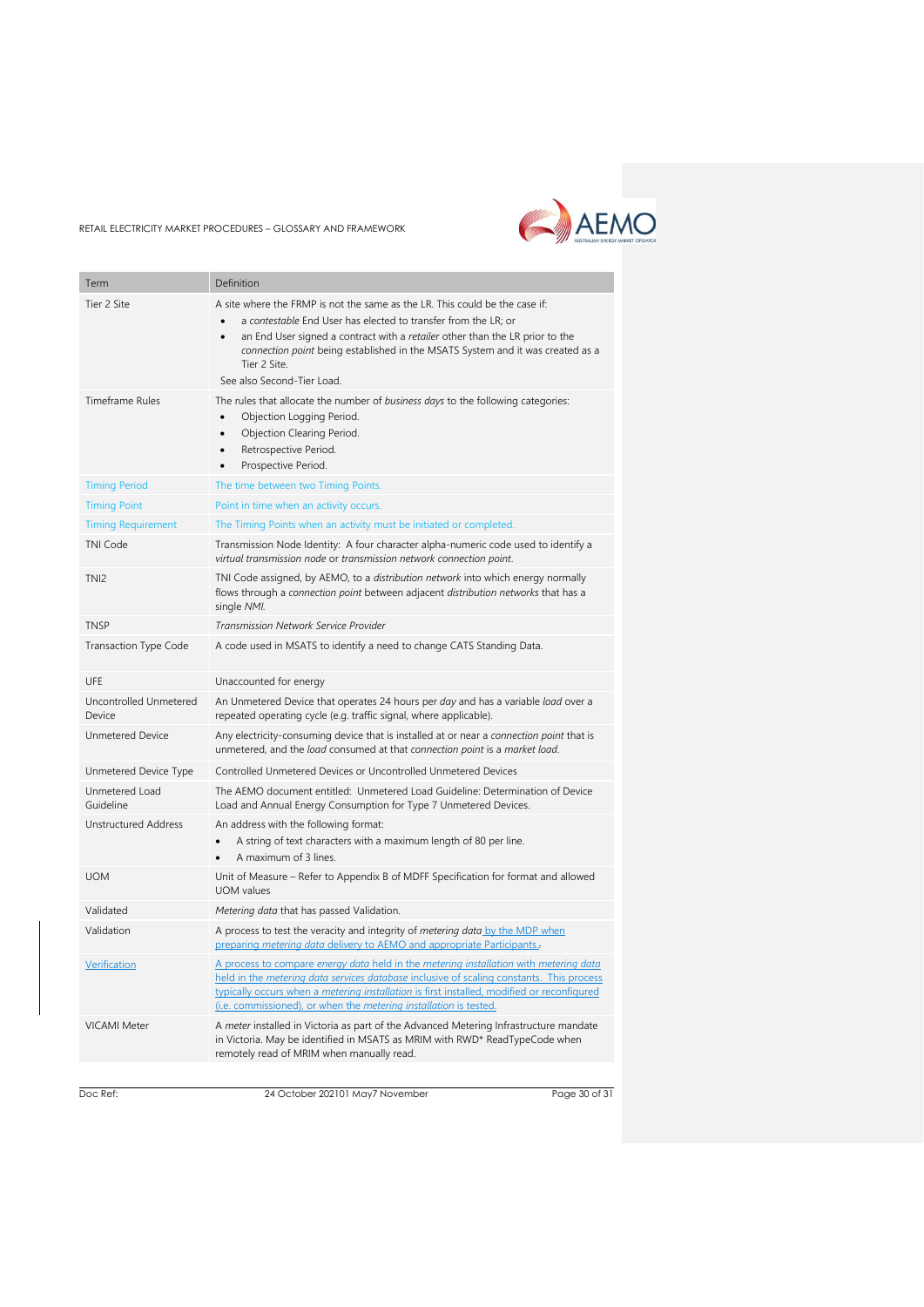| Term | Definition |
| --- | --- |
| Tier 2 Site | A site where the FRMP is not the same as the LR. This could be the case if:<br>• a *contestable* End User has elected to transfer from the LR; or<br>• an End User signed a contract with a *retailer* other than the LR prior to the *connection point* being established in the MSATS System and it was created as a Tier 2 Site.<br>See also Second-Tier Load. |
| Timeframe Rules | The rules that allocate the number of *business days* to the following categories:<br>• Objection Logging Period.<br>• Objection Clearing Period.<br>• Retrospective Period.<br>• Prospective Period. |
| Timing Period | The time between two Timing Points. |
| Timing Point | Point in time when an activity occurs. |
| Timing Requirement | The Timing Points when an activity must be initiated or completed. |
| TNI Code | Transmission Node Identity: A four character alpha-numeric code used to identify a *virtual transmission node* or *transmission network connection point*. |
| TNI2 | TNI Code assigned, by AEMO, to a *distribution network* into which energy normally flows through a *connection point* between adjacent *distribution networks* that has a single *NMI*. |
| TNSP | *Transmission Network Service Provider* |
| Transaction Type Code | A code used in MSATS to identify a need to change CATS Standing Data. |
| UFE | Unaccounted for energy |
| Uncontrolled Unmetered Device | An Unmetered Device that operates 24 hours per *day* and has a variable *load* over a repeated operating cycle (e.g. traffic signal, where applicable). |
| Unmetered Device | Any electricity-consuming device that is installed at or near a *connection point* that is unmetered, and the *load* consumed at that *connection point* is a *market load*. |
| Unmetered Device Type | Controlled Unmetered Devices or Uncontrolled Unmetered Devices |
| Unmetered Load Guideline | The AEMO document entitled: Unmetered Load Guideline: Determination of Device Load and Annual Energy Consumption for Type 7 Unmetered Devices. |
| Unstructured Address | An address with the following format:<br>• A string of text characters with a maximum length of 80 per line.<br>• A maximum of 3 lines. |
| UOM | Unit of Measure – Refer to Appendix B of MDFF Specification for format and allowed UOM values |
| Validated | *Metering data* that has passed Validation. |
| Validation | A process to test the veracity and integrity of *metering data* by the MDP when preparing *metering data* delivery to AEMO and appropriate Participants. |
| Verification | A process to compare *energy data* held in the *metering installation* with *metering data* held in the *metering data services database* inclusive of scaling constants. This process typically occurs when a *metering installation* is first installed, modified or reconfigured (i.e. commissioned), or when the *metering installation* is tested. |
| VICAMI Meter | A *meter* installed in Victoria as part of the Advanced Metering Infrastructure mandate in Victoria. May be identified in MSATS as MRIM with RWD* ReadTypeCode when remotely read of MRIM when manually read. |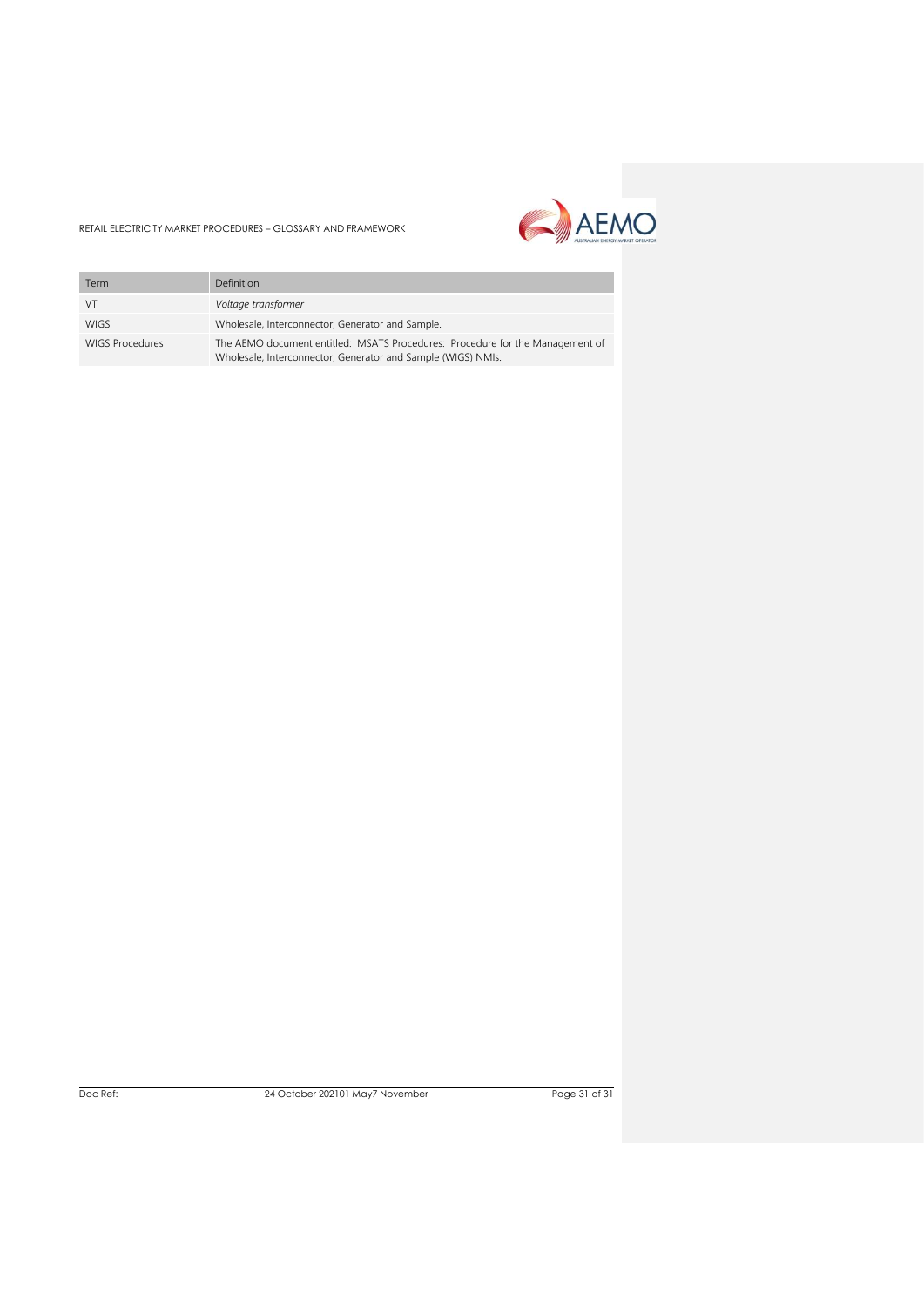| Term | Definition |
| --- | --- |
| VT | *Voltage transformer* |
| WIGS | Wholesale, Interconnector, Generator and Sample. |
| WIGS Procedures | The AEMO document entitled: MSATS Procedures: Procedure for the Management of Wholesale, Interconnector, Generator and Sample (WIGS) NMIs. |